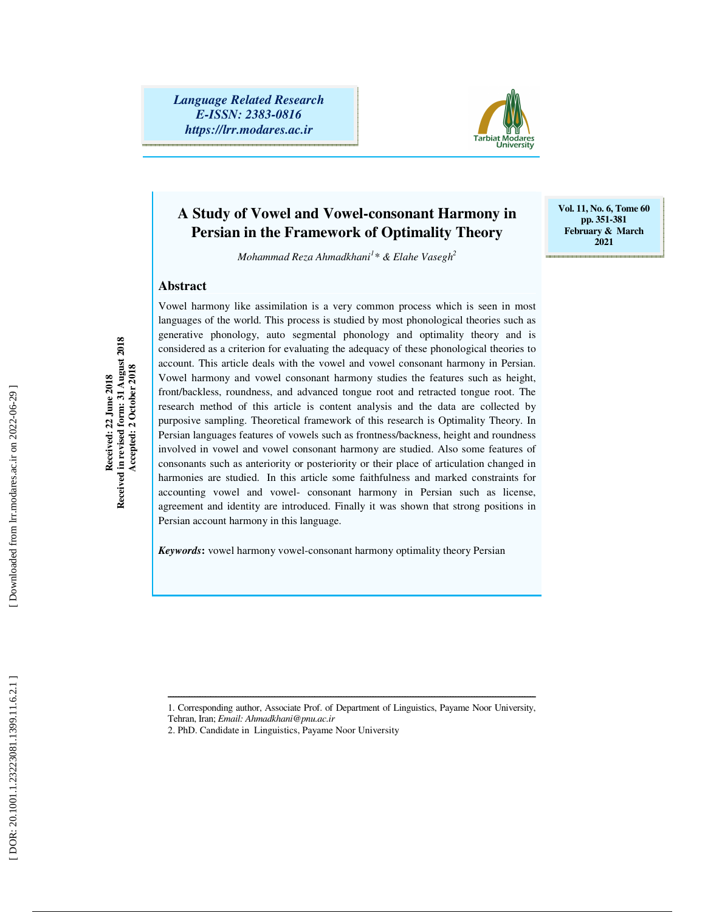*Language Related Research*
*E-ISSN: 2383-0816*
*https://lrr.modares.ac.ir*

Vol. 11, No. 6, Tome 60
pp. 351-381
February & March 2021

Received: 22 June 2018
Received in revised form: 31 August 2018
Accepted: 2 October 2018

# A Study of Vowel and Vowel-consonant Harmony in Persian in the Framework of Optimality Theory

*Mohammad Reza Ahmadkhani[1]* & Elahe Vasegh[2]*

## Abstract

Vowel harmony like assimilation is a very common process which is seen in most languages of the world. This process is studied by most phonological theories such as generative phonology, auto segmental phonology and optimality theory and is considered as a criterion for evaluating the adequacy of these phonological theories to account. This article deals with the vowel and vowel consonant harmony in Persian. Vowel harmony and vowel consonant harmony studies the features such as height, front/backless, roundness, and advanced tongue root and retracted tongue root. The research method of this article is content analysis and the data are collected by purposive sampling. Theoretical framework of this research is Optimality Theory. In Persian languages features of vowels such as frontness/backness, height and roundness involved in vowel and vowel consonant harmony are studied. Also some features of consonants such as anteriority or posteriority or their place of articulation changed in harmonies are studied. In this article some faithfulness and marked constraints for accounting vowel and vowel- consonant harmony in Persian such as license, agreement and identity are introduced. Finally it was shown that strong positions in Persian account harmony in this language.

***Keywords*:** vowel harmony vowel-consonant harmony optimality theory Persian

---

1. Corresponding author, Associate Prof. of Department of Linguistics, Payame Noor University, Tehran, Iran; *Email: Ahmadkhani@pnu.ac.ir*
2. PhD. Candidate in Linguistics, Payame Noor University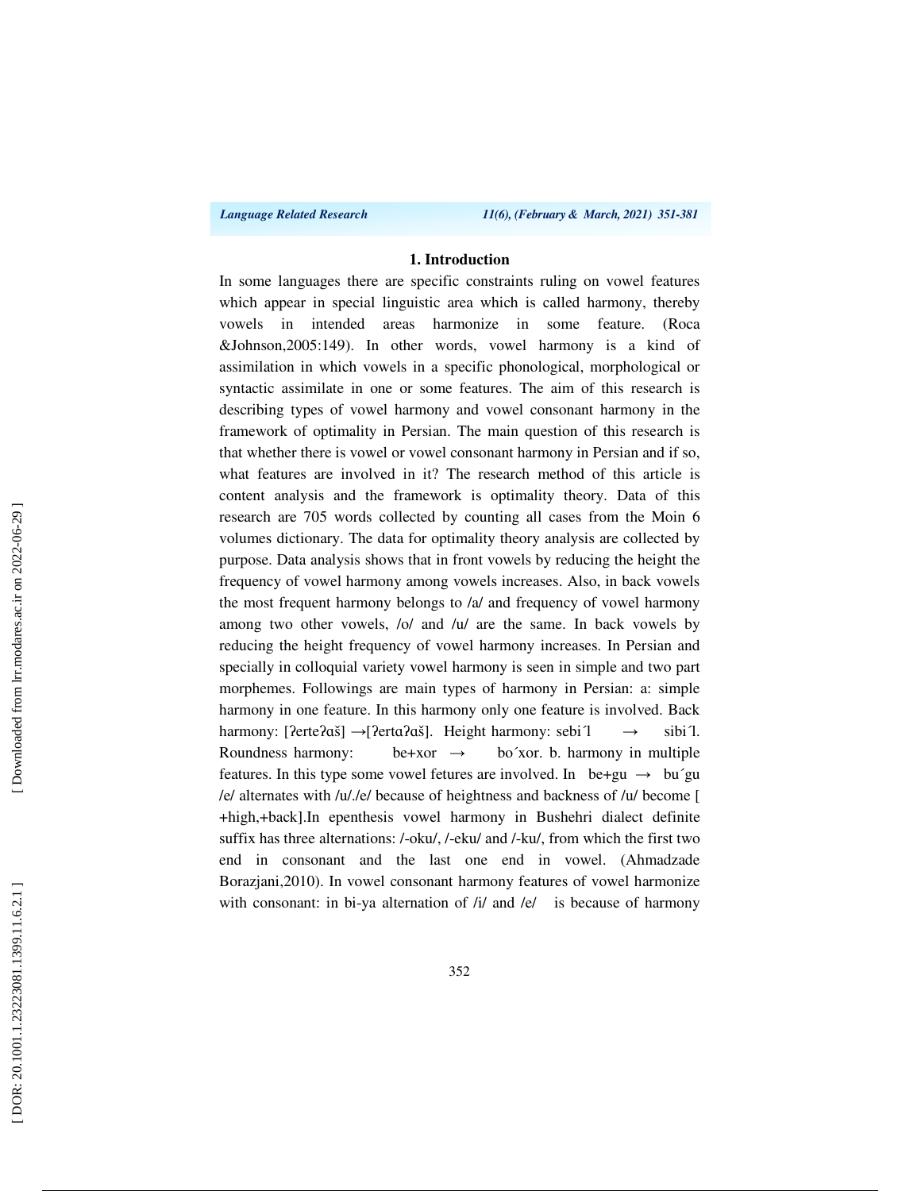## 1. Introduction

In some languages there are specific constraints ruling on vowel features which appear in special linguistic area which is called harmony, thereby vowels in intended areas harmonize in some feature. (Roca &Johnson,2005:149). In other words, vowel harmony is a kind of assimilation in which vowels in a specific phonological, morphological or syntactic assimilate in one or some features. The aim of this research is describing types of vowel harmony and vowel consonant harmony in the framework of optimality in Persian. The main question of this research is that whether there is vowel or vowel consonant harmony in Persian and if so, what features are involved in it? The research method of this article is content analysis and the framework is optimality theory. Data of this research are 705 words collected by counting all cases from the Moin 6 volumes dictionary. The data for optimality theory analysis are collected by purpose. Data analysis shows that in front vowels by reducing the height the frequency of vowel harmony among vowels increases. Also, in back vowels the most frequent harmony belongs to /a/ and frequency of vowel harmony among two other vowels, /o/ and /u/ are the same. In back vowels by reducing the height frequency of vowel harmony increases. In Persian and specially in colloquial variety vowel harmony is seen in simple and two part morphemes. Followings are main types of harmony in Persian: a: simple harmony in one feature. In this harmony only one feature is involved. Back harmony: [ʔerteʔɑš] →[ʔertɑʔɑš]. Height harmony: sebi΄l → sibi΄l. Roundness harmony: be+xor → bo΄xor. b. harmony in multiple features. In this type some vowel fetures are involved. In be+gu → bu΄gu /e/ alternates with /u/./e/ because of heightness and backness of /u/ become [ +high,+back].In epenthesis vowel harmony in Bushehri dialect definite suffix has three alternations: /-oku/, /-eku/ and /-ku/, from which the first two end in consonant and the last one end in vowel. (Ahmadzade Borazjani,2010). In vowel consonant harmony features of vowel harmonize with consonant: in bi-ya alternation of /i/ and /e/ is because of harmony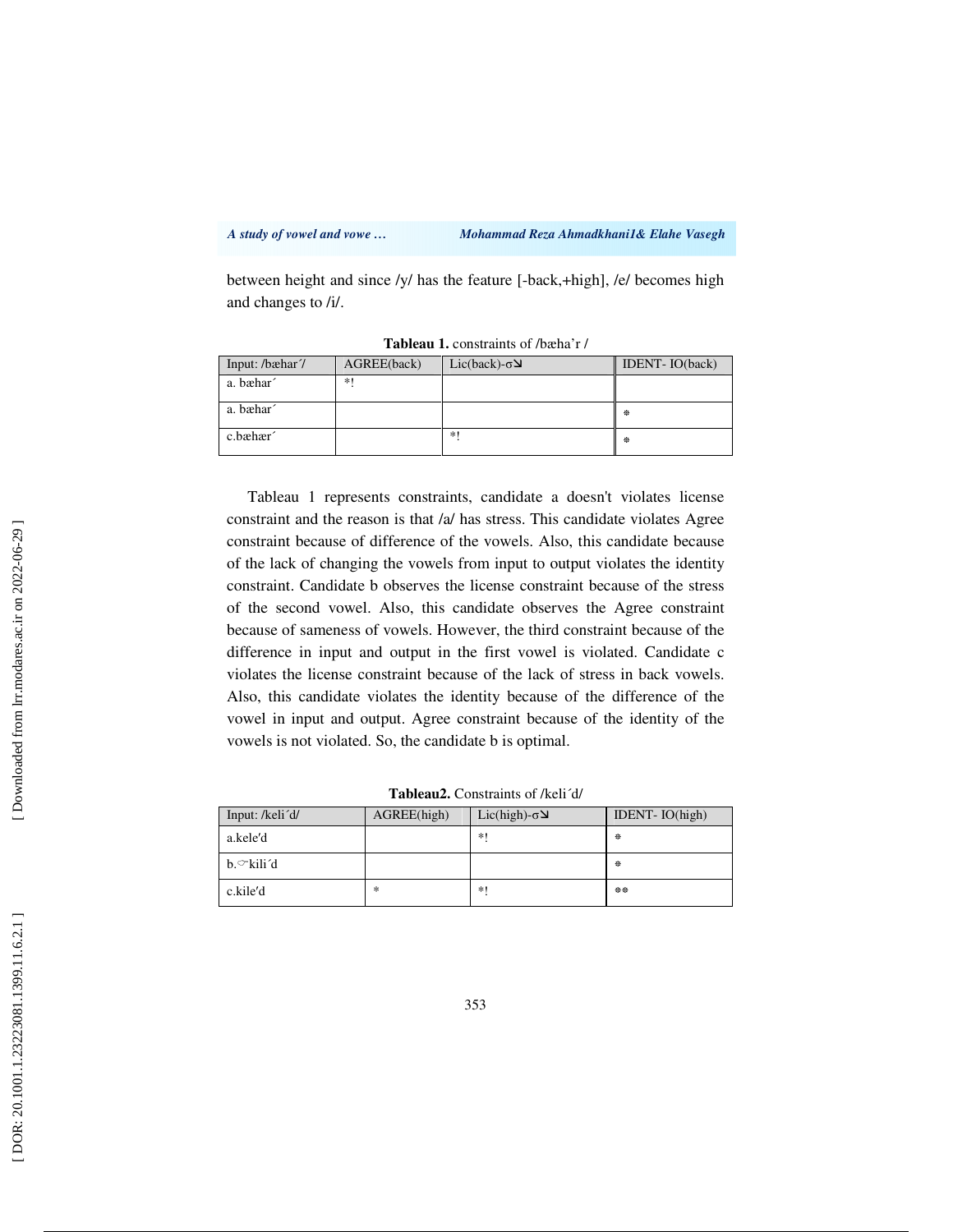between height and since /y/ has the feature [-back,+high], /e/ becomes high and changes to /i/.

**Tableau 1.** constraints of /bæha'r /

| Input: /bæhar´/ | AGREE(back) | Lic(back)-σ↘ | IDENT- IO(back) |
|---|---|---|---|
| a. bæhar´ | *! | | |
| a. bæhar´ | | | * |
| c.bæhær´ | | *! | * |

Tableau 1 represents constraints, candidate a doesn't violates license constraint and the reason is that /a/ has stress. This candidate violates Agree constraint because of difference of the vowels. Also, this candidate because of the lack of changing the vowels from input to output violates the identity constraint. Candidate b observes the license constraint because of the stress of the second vowel. Also, this candidate observes the Agree constraint because of sameness of vowels. However, the third constraint because of the difference in input and output in the first vowel is violated. Candidate c violates the license constraint because of the lack of stress in back vowels. Also, this candidate violates the identity because of the difference of the vowel in input and output. Agree constraint because of the identity of the vowels is not violated. So, the candidate b is optimal.

**Tableau2.** Constraints of /keli´d/

| Input: /keli´d/ | AGREE(high) | Lic(high)-σ↘ | IDENT- IO(high) |
|---|---|---|---|
| a.kele'd | | *! | * |
| b.☞kili´d | | | * |
| c.kile'd | * | *! | ** |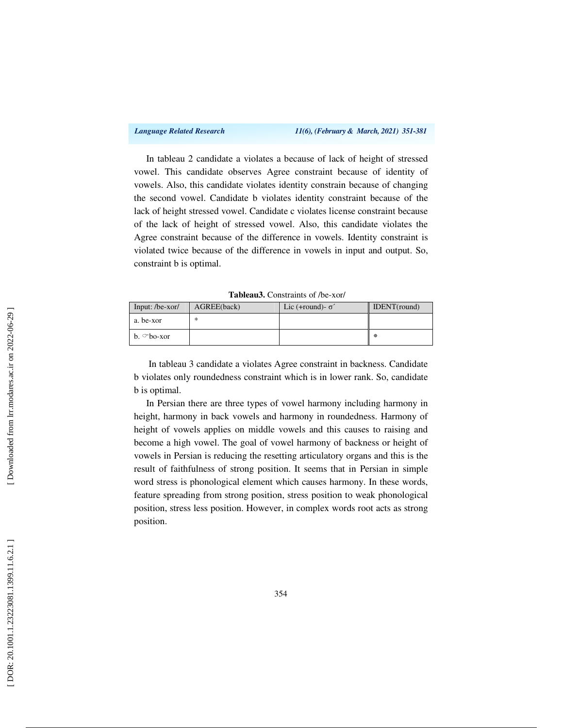In tableau 2 candidate a violates a because of lack of height of stressed vowel. This candidate observes Agree constraint because of identity of vowels. Also, this candidate violates identity constrain because of changing the second vowel. Candidate b violates identity constraint because of the lack of height stressed vowel. Candidate c violates license constraint because of the lack of height of stressed vowel. Also, this candidate violates the Agree constraint because of the difference in vowels. Identity constraint is violated twice because of the difference in vowels in input and output. So, constraint b is optimal.

**Tableau3.** Constraints of /be-xor/

| Input: /be-xor/ | AGREE(back) | Lic (+round)- σ´ | IDENT(round) |
|---|---|---|---|
| a. be-xor | * | | |
| b. ☞bo-xor | | | * |

In tableau 3 candidate a violates Agree constraint in backness. Candidate b violates only roundedness constraint which is in lower rank. So, candidate b is optimal.

In Persian there are three types of vowel harmony including harmony in height, harmony in back vowels and harmony in roundedness. Harmony of height of vowels applies on middle vowels and this causes to raising and become a high vowel. The goal of vowel harmony of backness or height of vowels in Persian is reducing the resetting articulatory organs and this is the result of faithfulness of strong position. It seems that in Persian in simple word stress is phonological element which causes harmony. In these words, feature spreading from strong position, stress position to weak phonological position, stress less position. However, in complex words root acts as strong position.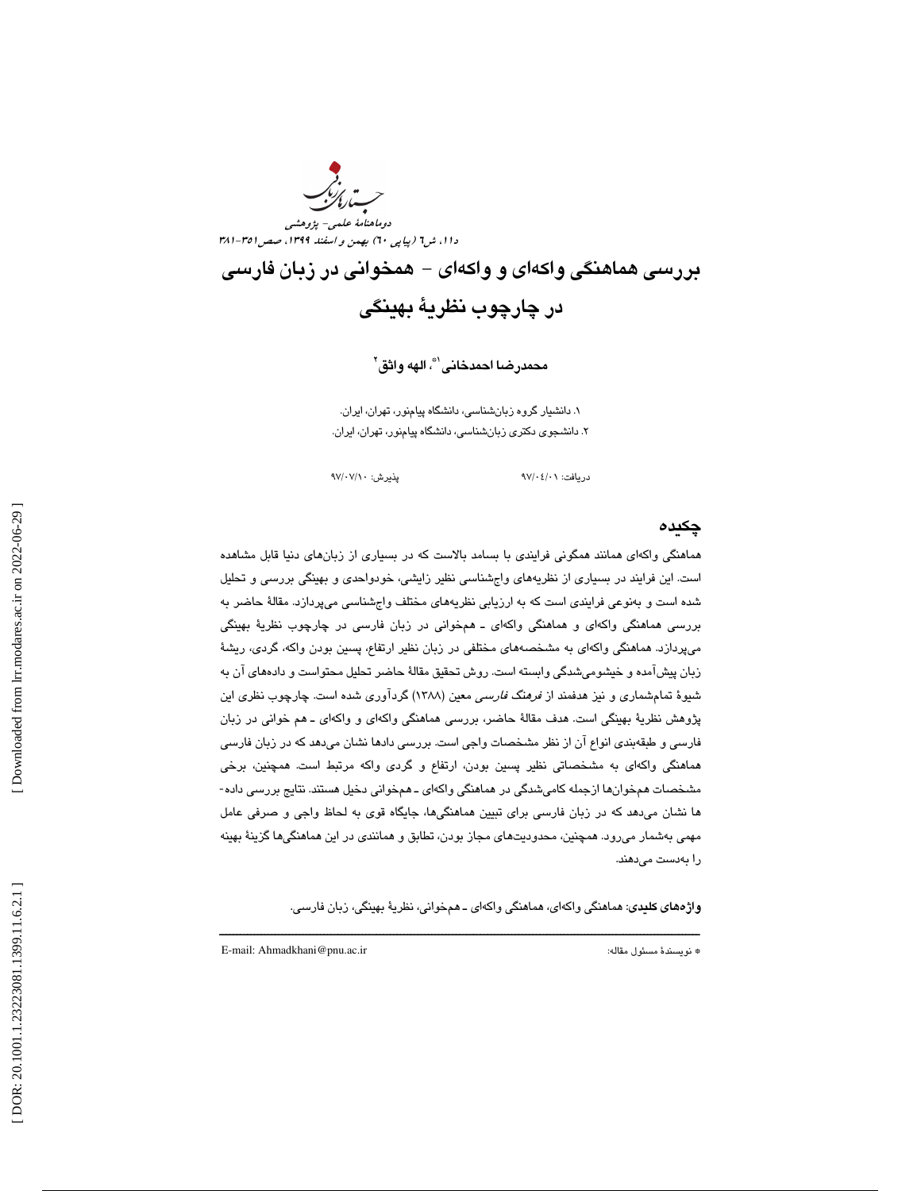# بررسی هماهنگی واکه‌ای و واکه‌ای - همخوانی در زبان فارسی در چارچوب نظریهٔ بهینگی

**محمدرضا احمدخانی[1*]، الهه واثق[2]**

۱. دانشیار گروه زبان‌شناسی، دانشگاه پیام‌نور، تهران، ایران.
۲. دانشجوی دکتری زبان‌شناسی، دانشگاه پیام‌نور، تهران، ایران.

دریافت: ۹۷/۰۴/۰۱ پذیرش: ۹۷/۰۷/۱۰

## چکیده

هماهنگی واکه‌ای همانند همگونی فرایندی با بسامد بالاست که در بسیاری از زبان‌های دنیا قابل مشاهده است. این فرایند در بسیاری از نظریه‌های واج‌شناسی نظیر زایشی، خودواحدی و بهینگی بررسی و تحلیل شده است و به‌نوعی فرایندی است که به ارزیابی نظریه‌های مختلف واج‌شناسی می‌پردازد. مقالهٔ حاضر به بررسی هماهنگی واکه‌ای و هماهنگی واکه‌ای ـ همخوانی در زبان فارسی در چارچوب نظریهٔ بهینگی می‌پردازد. هماهنگی واکه‌ای به مشخصه‌های مختلفی در زبان نظیر ارتفاع، پسین بودن واکه، گردی، ریشهٔ زبان پیش‌آمده و خیشومی‌شدگی وابسته است. روش تحقیق مقالهٔ حاضر تحلیل محتواست و داده‌های آن به شیوهٔ تمام‌شماری و نیز هدفمند از *فرهنگ فارسی* معین (۱۳۸۸) گردآوری شده است. چارچوب نظری این پژوهش نظریهٔ بهینگی است. هدف مقالهٔ حاضر، بررسی هماهنگی واکه‌ای و واکه‌ای ـ هم خوانی در زبان فارسی و طبقه‌بندی انواع آن از نظر مشخصات واجی است. بررسی دادها نشان می‌دهد که در زبان فارسی هماهنگی واکه‌ای به مشخصاتی نظیر پسین بودن، ارتفاع و گردی واکه مرتبط است. همچنین، برخی مشخصات همخوان‌ها ازجمله کامی‌شدگی در هماهنگی واکه‌ای ـ همخوانی دخیل هستند. نتایج بررسی داده‌ها نشان می‌دهد که در زبان فارسی برای تبیین هماهنگی‌ها، جایگاه قوی به لحاظ واجی و صرفی عامل مهمی به‌شمار می‌رود. همچنین، محدودیت‌های مجاز بودن، تطابق و همانندی در این هماهنگی‌ها گزینهٔ بهینه را به‌دست می‌دهند.

**واژه‌های کلیدی:** هماهنگی واکه‌ای، هماهنگی واکه‌ای ـ همخوانی، نظریهٔ بهینگی، زبان فارسی.

---

* نویسندهٔ مسئول مقاله: E-mail: Ahmadkhani@pnu.ac.ir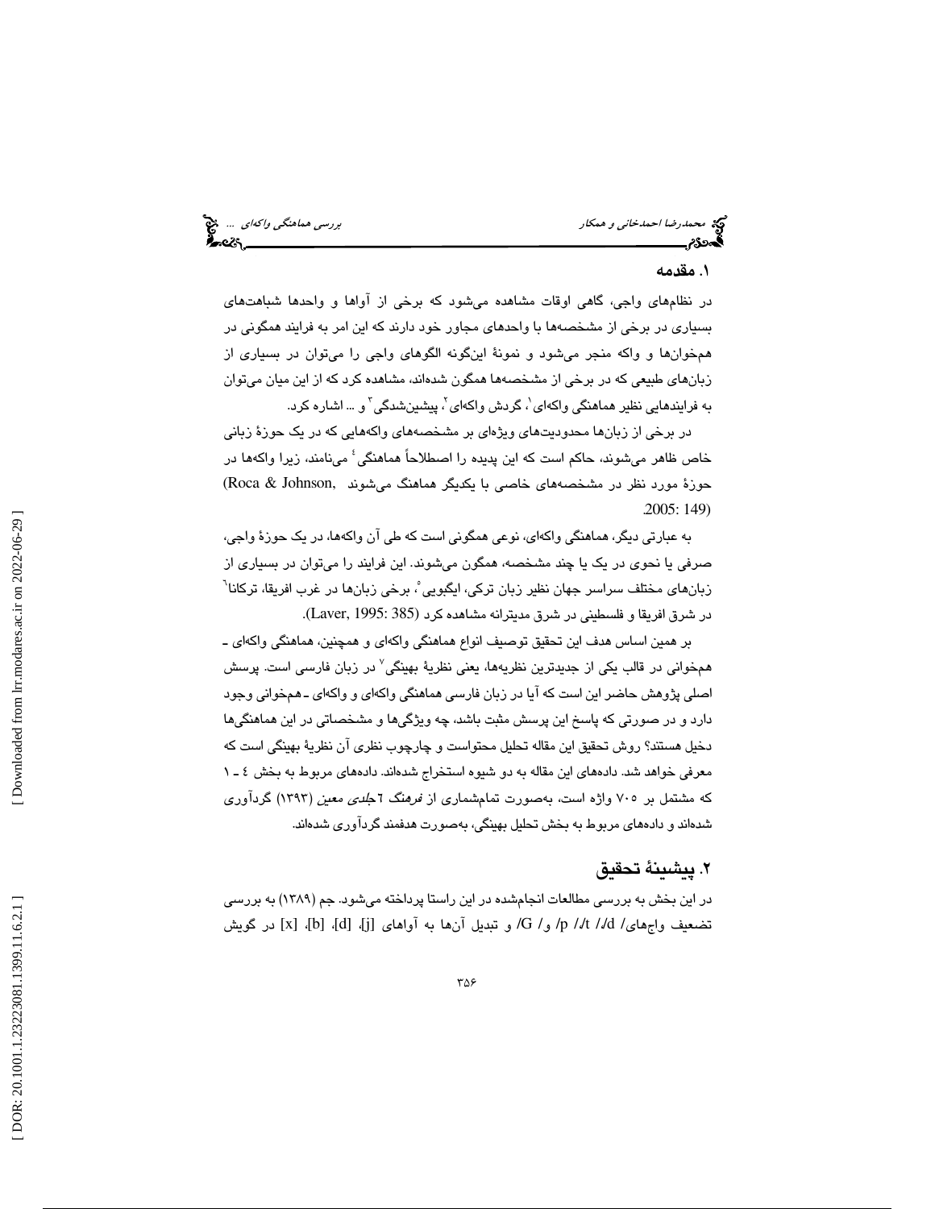## ۱. مقدمه

در نظام‌های واجی، گاهی اوقات مشاهده می‌شود که برخی از آواها و واحدها شباهت‌های بسیاری در برخی از مشخصه‌ها با واحدهای مجاور خود دارند که این امر به فرایند همگونی در همخوان‌ها و واکه منجر می‌شود و نمونهٔ این‌گونه الگوهای واجی را می‌توان در بسیاری از زبان‌های طبیعی که در برخی از مشخصه‌ها همگون شده‌اند، مشاهده کرد که از این میان می‌توان به فرایندهایی نظیر هماهنگی واکه‌ای[۱]، گردش واکه‌ای[۲]، پیشین‌شدگی[۳] و ... اشاره کرد.

در برخی از زبان‌ها محدودیت‌های ویژه‌ای بر مشخصه‌های واکه‌هایی که در یک حوزهٔ زبانی خاص ظاهر می‌شوند، حاکم است که این پدیده را اصطلاحاً هماهنگی[۴] می‌نامند، زیرا واکه‌ها در حوزهٔ مورد نظر در مشخصه‌های خاصی با یکدیگر هماهنگ می‌شوند (Roca & Johnson, 2005: 149).

به عبارتی دیگر، هماهنگی واکه‌ای، نوعی همگونی است که طی آن واکه‌ها، در یک حوزهٔ واجی، صرفی یا نحوی در یک یا چند مشخصه، همگون می‌شوند. این فرایند را می‌توان در بسیاری از زبان‌های مختلف سراسر جهان نظیر زبان ترکی، ایگبویی[۵]، برخی زبان‌ها در غرب افریقا، ترکانا[۶] در شرق افریقا و فلسطینی در شرق مدیترانه مشاهده کرد (Laver, 1995: 385).

بر همین اساس هدف این تحقیق توصیف انواع هماهنگی واکه‌ای و همچنین، هماهنگی واکه‌ای ـ همخوانی در قالب یکی از جدیدترین نظریه‌ها، یعنی نظریهٔ بهینگی[۷] در زبان فارسی است. پرسش اصلی پژوهش حاضر این است که آیا در زبان فارسی هماهنگی واکه‌ای و واکه‌ای ـ همخوانی وجود دارد و در صورتی که پاسخ این پرسش مثبت باشد، چه ویژگی‌ها و مشخصاتی در این هماهنگی‌ها دخیل هستند؟ روش تحقیق این مقاله تحلیل محتواست و چارچوب نظری آن نظریهٔ بهینگی است که معرفی خواهد شد. داده‌های این مقاله به دو شیوه استخراج شده‌اند. داده‌های مربوط به بخش ۴ ـ ۱ که مشتمل بر ۷۰۵ واژه است، به‌صورت تمام‌شماری از *فرهنگ ۶ جلدی معین* (۱۳۹۳) گردآوری شده‌اند و داده‌های مربوط به بخش تحلیل بهینگی، به‌صورت هدفمند گردآوری شده‌اند.

## ۲. پیشینهٔ تحقیق

در این بخش به بررسی مطالعات انجام‌شده در این راستا پرداخته می‌شود. جم (۱۳۸۹) به بررسی تضعیف واج‌های/ d/ /t/ /p/ و /G/ و تبدیل آن‌ها به آواهای [j]، [d]، [b]، [x] در گویش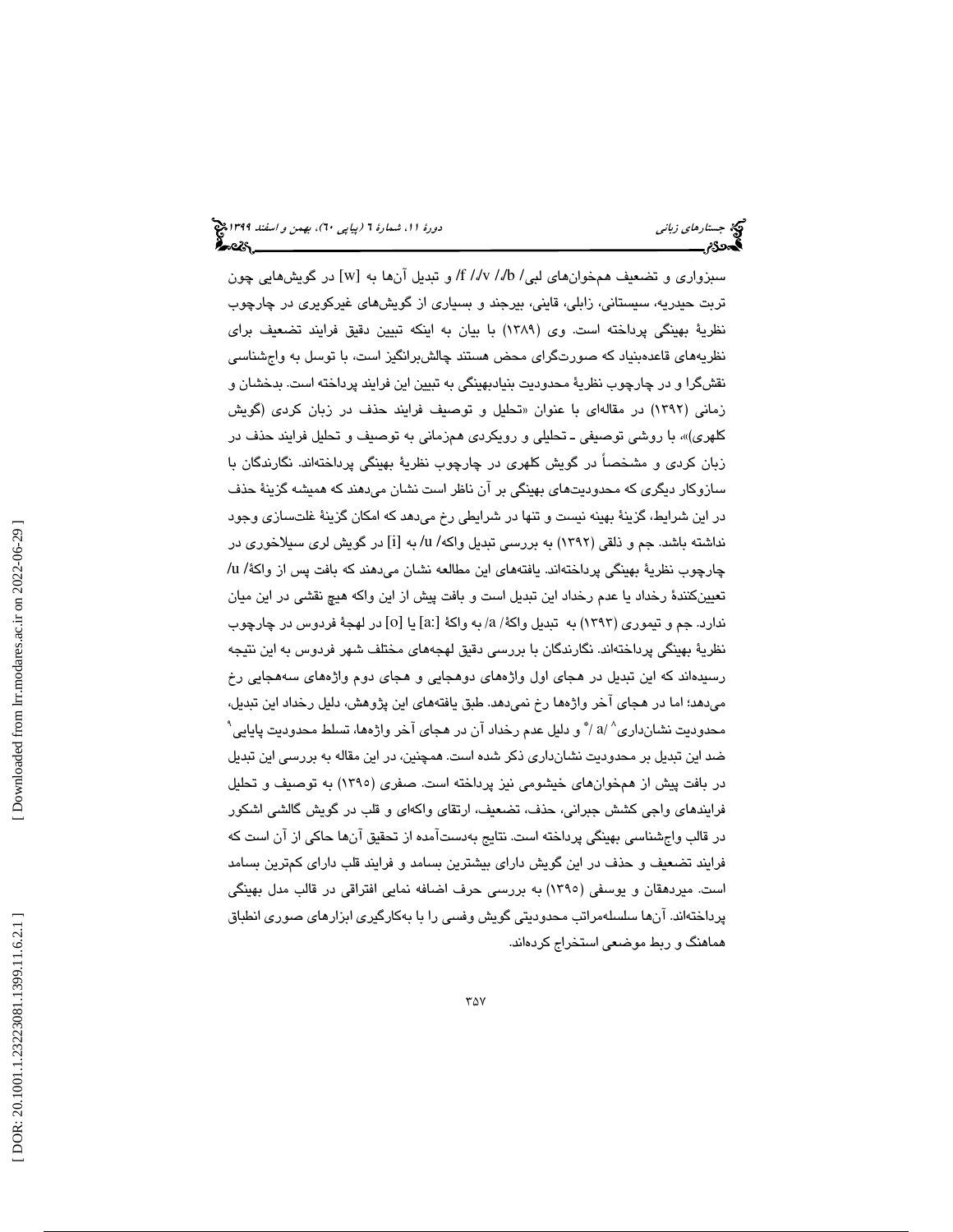سبزواری و تضعیف همخوان‌های لبی/ b/، /v/، /f/ و تبدیل آن‌ها به [w] در گویش‌هایی چون تربت حیدریه، سیستانی، زابلی، قاینی، بیرجند و بسیاری از گویش‌های غیرکویری در چارچوب نظریهٔ بهینگی پرداخته است. وی (۱۳۸۹) با بیان به اینکه تبیین دقیق فرایند تضعیف برای نظریه‌های قاعده‌بنیاد که صورتگرای محض هستند چالش‌برانگیز است، با توسل به واج‌شناسی نقش‌گرا و در چارچوب نظریهٔ محدودیت بنیادبهینگی به تبیین این فرایند پرداخته است. بدخشان و زمانی (۱۳۹۲) در مقاله‌ای با عنوان «تحلیل و توصیف فرایند حذف در زبان کردی (گویش کلهری)»، با روشی توصیفی ـ تحلیلی و رویکردی همزمانی به توصیف و تحلیل فرایند حذف در زبان کردی و مشخصاً در گویش کلهری در چارچوب نظریهٔ بهینگی پرداخته‌اند. نگارندگان با سازوکار دیگری که محدودیت‌های بهینگی بر آن ناظر است نشان می‌دهند که همیشه گزینهٔ حذف در این شرایط، گزینهٔ بهینه نیست و تنها در شرایطی رخ می‌دهد که امکان گزینهٔ غلت‌سازی وجود نداشته باشد. جم و ذلقی (۱۳۹۲) به بررسی تبدیل واکه/ u/ به [i] در گویش لری سیلاخوری در چارچوب نظریهٔ بهینگی پرداخته‌اند. یافته‌های این مطالعه نشان می‌دهند که بافت پس از واکهٔ /u/ تعیین‌کنندهٔ رخداد یا عدم رخداد این تبدیل است و بافت پیش از این واکه هیچ نقشی در این میان ندارد. جم و تیموری (۱۳۹۳) به تبدیل واکهٔ /a/ به واکهٔ [a:] یا [o] در لهجهٔ فردوس در چارچوب نظریهٔ بهینگی پرداخته‌اند. نگارندگان با بررسی دقیق لهجه‌های مختلف شهر فردوس به این نتیجه رسیده‌اند که این تبدیل در هجای اول واژه‌های دوهجایی و هجای دوم واژه‌های سه‌هجایی رخ می‌دهد؛ اما در هجای آخر واژه‌ها رخ نمی‌دهد. طبق یافته‌های این پژوهش، دلیل رخداد این تبدیل، محدودیت نشان‌داری[۸] /a/ * و دلیل عدم رخداد آن در هجای آخر واژه‌ها، تسلط محدودیت پایایی[۹] ضد این تبدیل بر محدودیت نشان‌داری ذکر شده است. همچنین، در این مقاله به بررسی این تبدیل در بافت پیش از همخوان‌های خیشومی نیز پرداخته است. صفری (۱۳۹۵) به توصیف و تحلیل فرایندهای واجی کشش جبرانی، حذف، تضعیف، ارتقای واکه‌ای و قلب در گویش گالشی اشکور در قالب واج‌شناسی بهینگی پرداخته است. نتایج به‌دست‌آمده از تحقیق آن‌ها حاکی از آن است که فرایند تضعیف و حذف در این گویش دارای بیشترین بسامد و فرایند قلب دارای کم‌ترین بسامد است. میردهقان و یوسفی (۱۳۹۵) به بررسی حرف اضافه نمایی افتراقی در قالب مدل بهینگی پرداخته‌اند. آن‌ها سلسله‌مراتب محدودیتی گویش وفسی را با به‌کارگیری ابزارهای صوری انطباق هماهنگ و ربط موضعی استخراج کرده‌اند.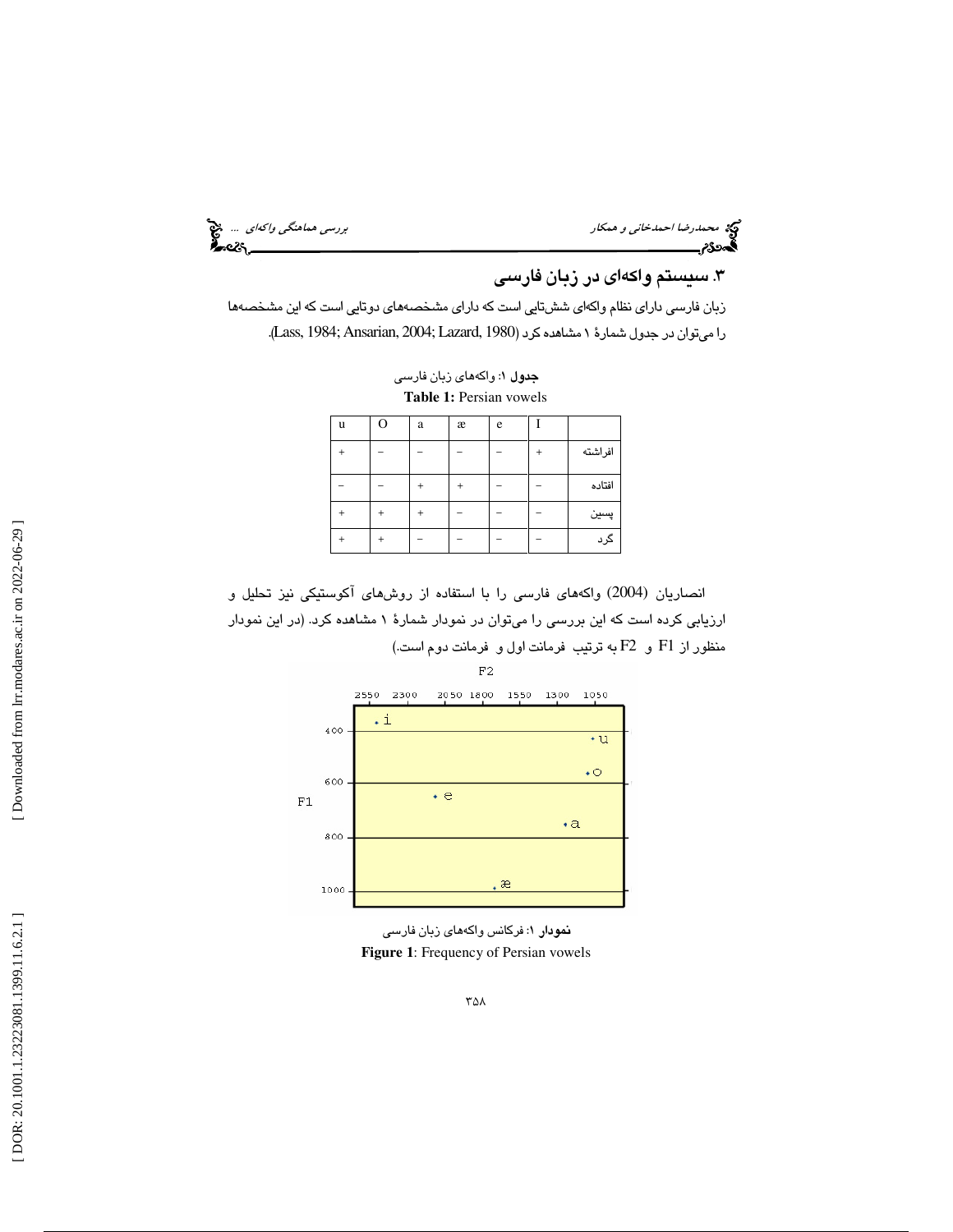## ۳. سیستم واکه‌ای در زبان فارسی

زبان فارسی دارای نظام واکه‌ای شش‌تایی است که دارای مشخصه‌های دوتایی است که این مشخصه‌ها را می‌توان در جدول شمارهٔ ۱ مشاهده کرد (Lass, 1984; Ansarian, 2004; Lazard, 1980).

**جدول ۱**: واکه‌های زبان فارسی

**Table 1:** Persian vowels

| u | O | a | æ | e | I | |
|---|---|---|---|---|---|---|
| + | − | − | − | − | + | افراشته |
| − | − | + | + | − | − | افتاده |
| + | + | + | − | − | − | پسین |
| + | + | − | − | − | − | گرد |

انصاریان (2004) واکه‌های فارسی را با استفاده از روش‌های آکوستیکی نیز تحلیل و ارزیابی کرده است که این بررسی را می‌توان در نمودار شمارهٔ ۱ مشاهده کرد. (در این نمودار منظور از F1 و F2 به ترتیب فرمانت اول و فرمانت دوم است.)

**نمودار ۱**: فرکانس واکه‌های زبان فارسی

**Figure 1**: Frequency of Persian vowels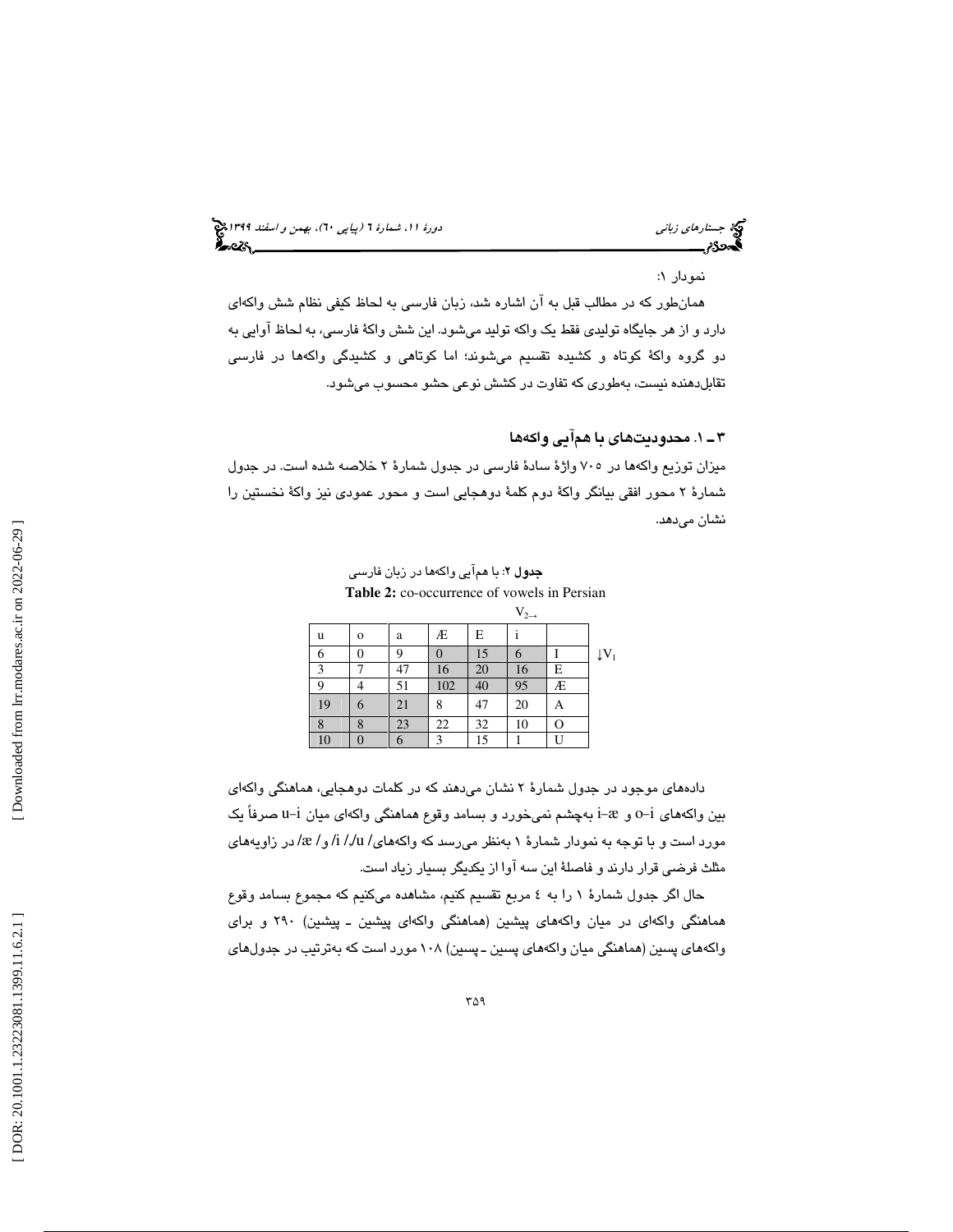نمودار ۱:

همان‌طور که در مطالب قبل به آن اشاره شد، زبان فارسی به لحاظ کیفی نظام شش واکه‌ای دارد و از هر جایگاه تولیدی فقط یک واکه تولید می‌شود. این شش واکهٔ فارسی، به لحاظ آوایی به دو گروه واکهٔ کوتاه و کشیده تقسیم می‌شوند؛ اما کوتاهی و کشیدگی واکه‌ها در فارسی تقابل‌دهنده نیست، به‌طوری که تفاوت در کشش نوعی حشو محسوب می‌شود.

## ۳ ـ ۱. محدودیت‌های با هم‌آیی واکه‌ها

میزان توزیع واکه‌ها در ۷۰۵ واژهٔ سادهٔ فارسی در جدول شمارهٔ ۲ خلاصه شده است. در جدول شمارهٔ ۲ محور افقی بیانگر واکهٔ دوم کلمهٔ دوهجایی است و محور عمودی نیز واکهٔ نخستین را نشان می‌دهد.

**جدول ۲**: با هم‌آیی واکه‌ها در زبان فارسی

**Table 2:** co-occurrence of vowels in Persian

| u | o | a | Æ | E | i | $V_2 \rightarrow$ / $\downarrow V_1$ |
|---|---|---|---|---|---|---|
| 6 | 0 | 9 | 0 | 15 | 6 | I |
| 3 | 7 | 47 | 16 | 20 | 16 | E |
| 9 | 4 | 51 | 102 | 40 | 95 | Æ |
| 19 | 6 | 21 | 8 | 47 | 20 | A |
| 8 | 8 | 23 | 22 | 32 | 10 | O |
| 10 | 0 | 6 | 3 | 15 | 1 | U |

داده‌های موجود در جدول شمارهٔ ۲ نشان می‌دهند که در کلمات دوهجایی، هماهنگی واکه‌ای بین واکه‌های o–i و i–æ به‌چشم نمی‌خورد و بسامد وقوع هماهنگی واکه‌ای میان u–i صرفاً یک مورد است و با توجه به نمودار شمارهٔ ۱ به‌نظر می‌رسد که واکه‌های /u/، /i/ و /æ/ در زاویه‌های مثلث فرضی قرار دارند و فاصلهٔ این سه آوا از یکدیگر بسیار زیاد است.

حال اگر جدول شمارهٔ ۱ را به ٤ مربع تقسیم کنیم، مشاهده می‌کنیم که مجموع بسامد وقوع هماهنگی واکه‌ای در میان واکه‌های پیشین (هماهنگی واکه‌ای پیشین ـ پیشین) ۲۹۰ و برای واکه‌های پسین (هماهنگی میان واکه‌های پسین ـ پسین) ۱۰۸ مورد است که به‌ترتیب در جدول‌های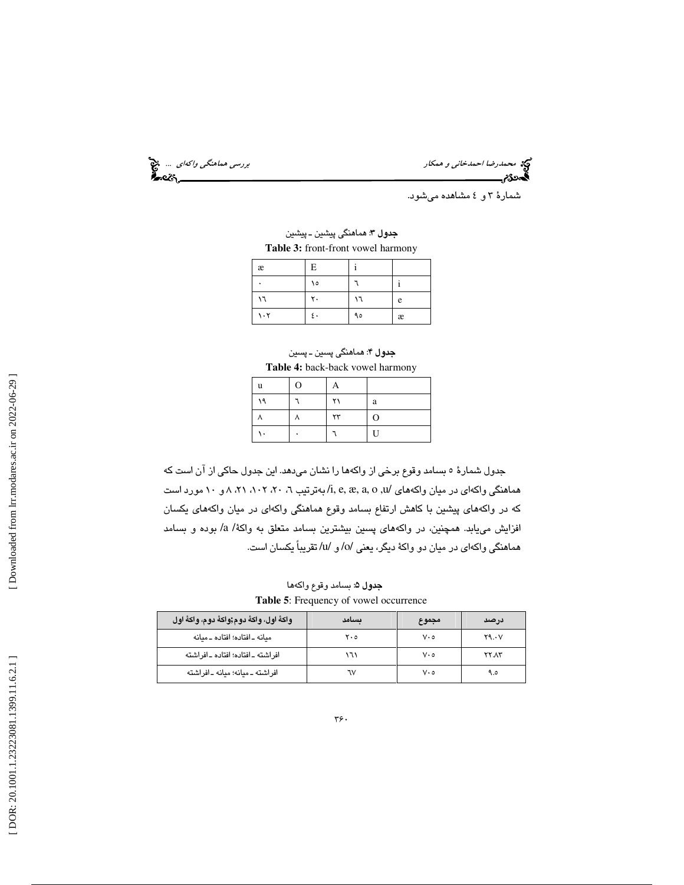شمارهٔ ۳ و ٤ مشاهده می‌شود.

**جدول ۳**: هماهنگی پیشین ـ پیشین

**Table 3:** front-front vowel harmony

| | i | E | æ |
|---|---|---|---|
| i | ٦ | ۱۵ | ۰ |
| e | ١٦ | ۲۰ | ١٦ |
| æ | ۹۵ | ٤۰ | ۱۰۲ |

**جدول ۴**: هماهنگی پسین ـ پسین

**Table 4:** back-back vowel harmony

| | A | O | u |
|---|---|---|---|
| a | ۲۱ | ٦ | ۱۹ |
| O | ۲۳ | ۸ | ۸ |
| U | ٦ | ۰ | ۱۰ |

جدول شمارهٔ ۵ بسامد وقوع برخی از واکه‌ها را نشان می‌دهد. این جدول حاکی از آن است که هماهنگی واکه‌ای در میان واکه‌های /i, e, æ, a, o ,u/ به‌ترتیب ٦، ۲۰، ۱۰۲، ۲۱، ۸ و ۱۰ مورد است که در واکه‌های پیشین با کاهش ارتفاع بسامد وقوع هماهنگی واکه‌ای در میان واکه‌های یکسان افزایش می‌یابد. همچنین، در واکه‌های پسین بیشترین بسامد متعلق به واکهٔ /a/ بوده و بسامد هماهنگی واکه‌ای در میان دو واکهٔ دیگر، یعنی /o/ و /u/ تقریباً یکسان است.

**جدول ۵**: بسامد وقوع واکه‌ها

**Table 5**: Frequency of vowel occurrence

| درصد | مجموع | بسامد | واکهٔ اول، واکهٔ دوم؛واکهٔ دوم، واکهٔ اول |
|---|---|---|---|
| ۲۹.۰۷ | ۷۰۵ | ۲۰۵ | میانه ـ افتاده؛ افتاده ـ میانه |
| ۲۲.۸۳ | ۷۰۵ | ۱٦۱ | افراشته ـ افتاده؛ افتاده ـ افراشته |
| ۹.۵ | ۷۰۵ | ٦۷ | افراشته ـ میانه؛ میانه ـ افراشته |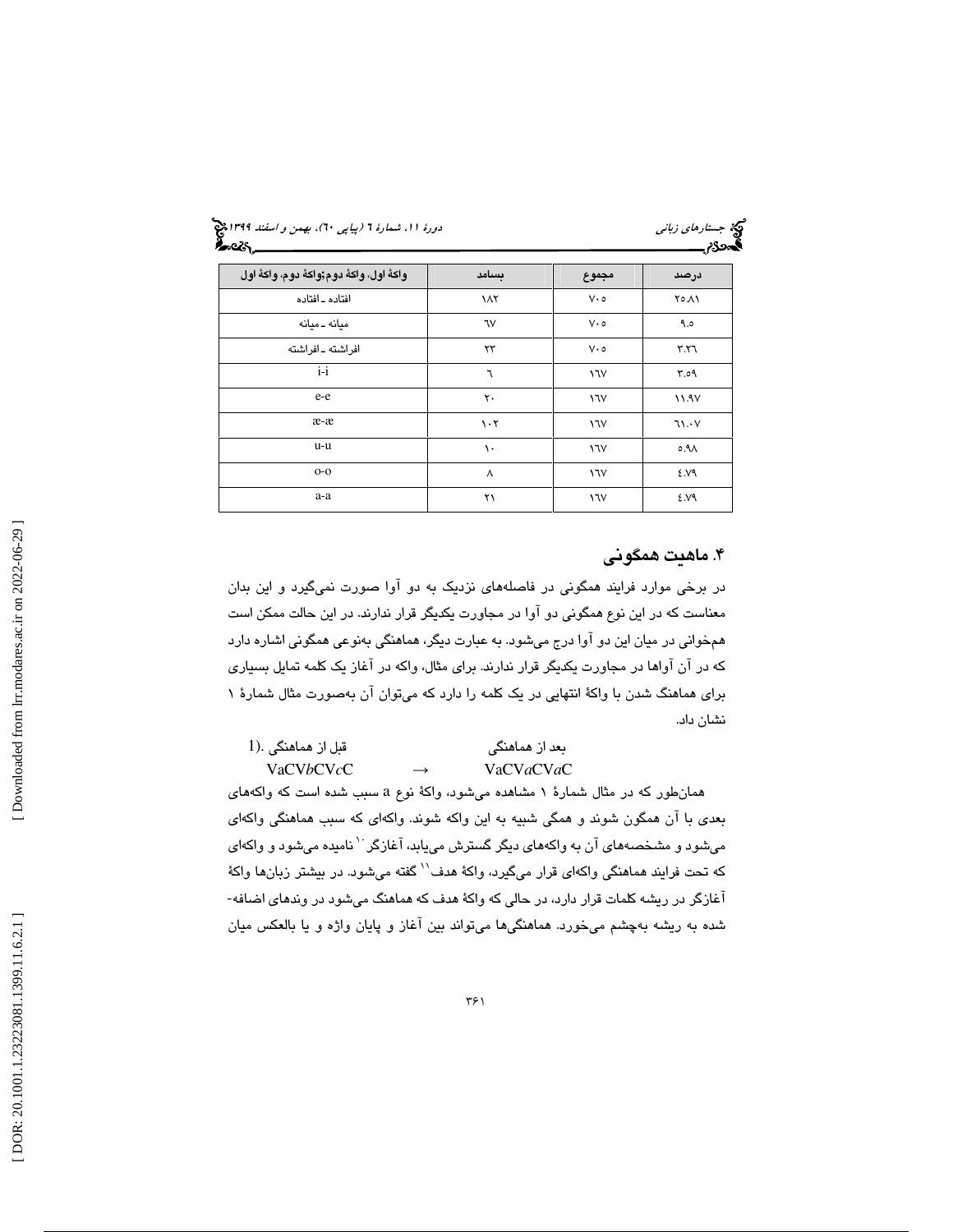| واکهٔ اول، واکهٔ دوم؛واکهٔ دوم، واکهٔ اول | بسامد | مجموع | درصد |
|---|---|---|---|
| افتاده ـ افتاده | ۱۸۲ | ۷۰۵ | ۲۵.۸۱ |
| میانه ـ میانه | ٦۷ | ۷۰۵ | ۹.۵ |
| افراشته ـ افراشته | ۲۳ | ۷۰۵ | ۳.۲٦ |
| i-i | ٦ | ۱٦۷ | ۳.۵۹ |
| e-e | ۲۰ | ۱٦۷ | ۱۱.۹۷ |
| æ-æ | ۱۰۲ | ۱٦۷ | ٦۱.۰۷ |
| u-u | ۱۰ | ۱٦۷ | ۵.۹۸ |
| o-o | ۸ | ۱٦۷ | ٤.۷۹ |
| a-a | ۲۱ | ۱٦۷ | ٤.۷۹ |

## ۴. ماهیت همگونی

در برخی موارد فرایند همگونی در فاصله‌های نزدیک به دو آوا صورت نمی‌گیرد و این بدان معناست که در این نوع همگونی دو آوا در مجاورت یکدیگر قرار ندارند. در این حالت ممکن است هم‌خوانی در میان این دو آوا درج می‌شود. به عبارت دیگر، هماهنگی به‌نوعی همگونی اشاره دارد که در آن آواها در مجاورت یکدیگر قرار ندارند. برای مثال، واکه در آغاز یک کلمه تمایل بسیاری برای هماهنگ شدن با واکهٔ انتهایی در یک کلمه را دارد که می‌توان آن به‌صورت مثال شمارهٔ ۱ نشان داد.

(1. قبل از هماهنگی &nbsp;&nbsp;&nbsp;&nbsp;&nbsp;&nbsp;&nbsp;&nbsp;&nbsp; بعد از هماهنگی

VaCV*b*CV*c*C &nbsp;&nbsp;&nbsp; → &nbsp;&nbsp;&nbsp; VaCV*a*CV*a*C

همان‌طور که در مثال شمارهٔ ۱ مشاهده می‌شود، واکهٔ نوع a سبب شده است که واکه‌های بعدی با آن همگون شوند و همگی شبیه به این واکه شوند. واکه‌ای که سبب هماهنگی واکه‌ای می‌شود و مشخصه‌های آن به واکه‌های دیگر گسترش می‌یابد، آغازگر[10] نامیده می‌شود و واکه‌ای که تحت فرایند هماهنگی واکه‌ای قرار می‌گیرد، واکهٔ هدف[11] گفته می‌شود. در بیشتر زبان‌ها واکهٔ آغازگر در ریشه کلمات قرار دارد، در حالی که واکهٔ هدف که هماهنگ می‌شود در وندهای اضافه‌شده به ریشه به‌چشم می‌خورد. هماهنگی‌ها می‌تواند بین آغاز و پایان واژه و یا بالعکس میان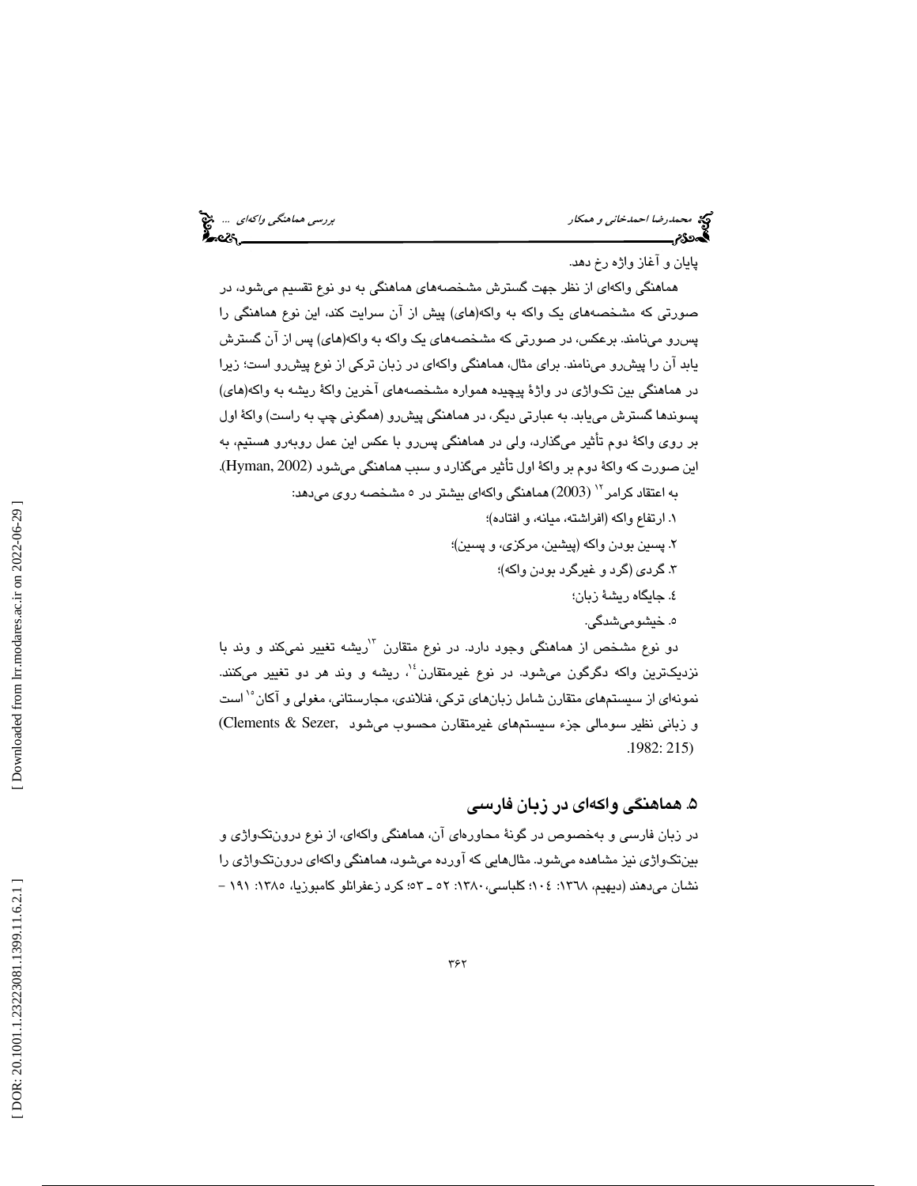پایان و آغاز واژه رخ دهد.

هماهنگی واکه‌ای از نظر جهت گسترش مشخصه‌های هماهنگی به دو نوع تقسیم می‌شود، در صورتی که مشخصه‌های یک واکه به واکه(های) پیش از آن سرایت کند، این نوع هماهنگی را پس‌رو می‌نامند. برعکس، در صورتی که مشخصه‌های یک واکه به واکه(های) پس از آن گسترش یابد آن را پیش‌رو می‌نامند. برای مثال، هماهنگی واکه‌ای در زبان ترکی از نوع پیش‌رو است؛ زیرا در هماهنگی بین تک‌واژی در واژهٔ پیچیده همواره مشخصه‌های آخرین واکهٔ ریشه به واکه(های) پسوندها گسترش می‌یابد. به عبارتی دیگر، در هماهنگی پیش‌رو (همگونی چپ به راست) واکهٔ اول بر روی واکهٔ دوم تأثیر می‌گذارد، ولی در هماهنگی پس‌رو با عکس این عمل روبه‌رو هستیم، به این صورت که واکهٔ دوم بر واکهٔ اول تأثیر می‌گذارد و سبب هماهنگی می‌شود (Hyman, 2002).

به اعتقاد کرامر[12] (2003) هماهنگی واکه‌ای بیشتر در ٥ مشخصه روی می‌دهد:

١. ارتفاع واکه (افراشته، میانه، و افتاده)؛

٢. پسین بودن واکه (پیشین، مرکزی، و پسین)؛

٣. گردی (گرد و غیرگرد بودن واکه)؛

٤. جایگاه ریشهٔ زبان؛

٥. خیشومی‌شدگی.

دو نوع مشخص از هماهنگی وجود دارد. در نوع متقارن[13] ریشه تغییر نمی‌کند و وند با نزدیک‌ترین واکه دگرگون می‌شود. در نوع غیرمتقارن[14]، ریشه و وند هر دو تغییر می‌کنند. نمونه‌ای از سیستم‌های متقارن شامل زبان‌های ترکی، فنلاندی، مجارستانی، مغولی و آکان[15] است و زبانی نظیر سومالی جزء سیستم‌های غیرمتقارن محسوب می‌شود (Clements & Sezer, 1982: 215).

## ٥. هماهنگی واکه‌ای در زبان فارسی

در زبان فارسی و به‌خصوص در گونهٔ محاوره‌ای آن، هماهنگی واکه‌ای، از نوع درون‌تک‌واژی و بین‌تک‌واژی نیز مشاهده می‌شود. مثال‌هایی که آورده می‌شود، هماهنگی واکه‌ای درون‌تک‌واژی را نشان می‌دهند (دیهیم، ١٣٦٨: ١٠٤؛ کلباسی،١٣٨٠: ٥٢ ـ ٥٣؛ کرد زعفرانلو کامبوزیا، ١٣٨٥: ١٩١ –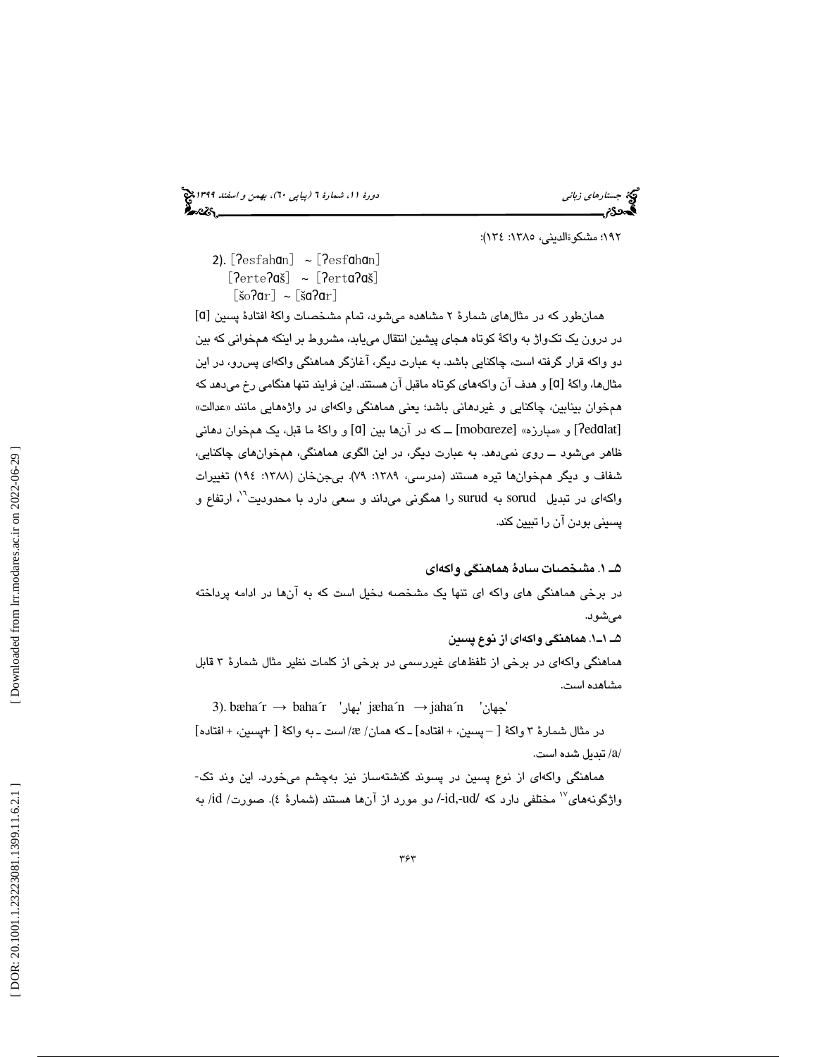۱۹۲؛ مشکوةالدینی، ۱۳۸۵: ۱۳٤):

2). [ʔesfahɑn] ~ [ʔesfɑhɑn]
[ʔerteʔɑš] ~ [ʔertɑʔɑš]
[šoʔɑr] ~ [šɑʔɑr]

همان‌طور که در مثال‌های شمارهٔ ۲ مشاهده می‌شود، تمام مشخصات واکهٔ افتادهٔ پسین [ɑ] در درون یک تکواژ به واکهٔ کوتاه هجای پیشین انتقال می‌یابد، مشروط بر اینکه هم‌خوانی که بین دو واکه قرار گرفته است، چاکنایی باشد. به عبارت دیگر، آغازگر هماهنگی واکه‌ای پس‌رو، در این مثال‌ها، واکهٔ [ɑ] و هدف آن واکه‌های کوتاه ماقبل آن هستند. این فرایند تنها هنگامی رخ می‌دهد که هم‌خوان بینابین، چاکنایی و غیردهانی باشد؛ یعنی هماهنگی واکه‌ای در واژه‌هایی مانند «عدالت» [ʔedɑlat] و «مبارزه» [mobɑreze] ــ که در آن‌ها بین [ɑ] و واکهٔ ما قبل، یک هم‌خوان دهانی ظاهر می‌شود ــ روی نمی‌دهد. به عبارت دیگر، در این الگوی هماهنگی، هم‌خوان‌های چاکنایی، شفاف و دیگر هم‌خوان‌ها تیره هستند (مدرسی، ۱۳۸۹: ۷۹). بی‌جن‌خان (۱۳۸۸: ۱۹٤) تغییرات واکه‌ای در تبدیل sorud به surud را همگونی می‌داند و سعی دارد با محدودیت[16]، ارتفاع و پسینی بودن آن را تبیین کند.

### ۵ـ ۱. مشخصات سادهٔ هماهنگی واکه‌ای

در برخی هماهنگی های واکه ای تنها یک مشخصه دخیل است که به آن‌ها در ادامه پرداخته می‌شود.

#### ۵ـ ۱ـ۱. هماهنگی واکه‌ای از نوع پسین

هماهنگی واکه‌ای در برخی از تلفظهای غیررسمی در برخی از کلمات نظیر مثال شمارهٔ ۳ قابل مشاهده است.

3). bæha´r → baha´r 'بهار' jæha´n → jaha´n 'جهان'

در مثال شمارهٔ ۳ واکهٔ [ –پسین، + افتاده] ـ که همان/ æ/ است ـ به واکهٔ [ +پسین، + افتاده] /a/ تبدیل شده است.

هماهنگی واکه‌ای از نوع پسین در پسوند گذشته‌ساز نیز به‌چشم می‌خورد. این وند تک‌واژگونه‌های[17] مختلفی دارد که /-id,-ud/ دو مورد از آن‌ها هستند (شمارهٔ ٤). صورت/ id/ به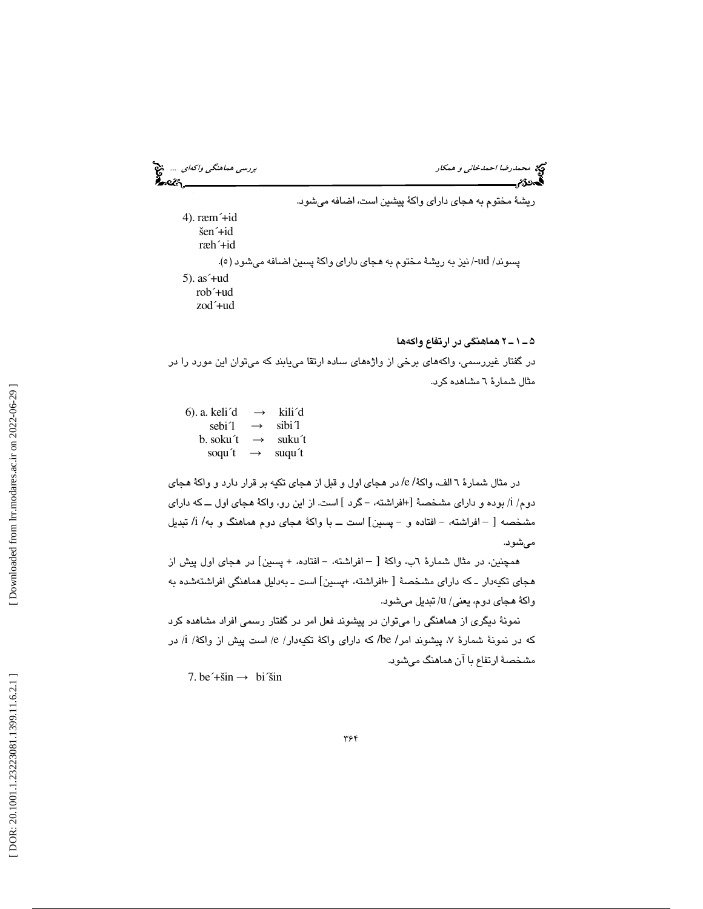ریشهٔ مختوم به هجای دارای واکهٔ پیشین است، اضافه می‌شود.

4). ræm´+id
šen´+id
ræh´+id

پسوند/ ud-/ نیز به ریشهٔ مختوم به هجای دارای واکهٔ پسین اضافه می‌شود (۵).

5). as´+ud
rob´+ud
zod´+ud

### ۵ ـ ۱ ـ ۲ هماهنگی در ارتفاع واکه‌ها

در گفتار غیررسمی، واکه‌های برخی از واژه‌های ساده ارتقا می‌یابند که می‌توان این مورد را در مثال شمارهٔ ٦ مشاهده کرد.

6). a. keli´d → kili´d
sebi´l → sibi´l
b. soku´t → suku´t
soqu´t → suqu´t

در مثال شمارهٔ ٦ الف، واکهٔ/ e/ در هجای اول و قبل از هجای تکیه بر قرار دارد و واکهٔ هجای دوم/ i/ بوده و دارای مشخصهٔ [+افراشته، - گرد ] است. از این رو، واکهٔ هجای اول ــ که دارای مشخصه [ – افراشته، - افتاده و - پسین] است ــ با واکهٔ هجای دوم هماهنگ و به/ i/ تبدیل می‌شود.

همچنین، در مثال شمارهٔ ٦ب، واکهٔ [ – افراشته، - افتاده، + پسین] در هجای اول پیش از هجای تکیه‌دار ـ که دارای مشخصهٔ [ +افراشته، +پسین] است ـ به‌دلیل هماهنگی افراشته‌شده به واکهٔ هجای دوم، یعنی/ u/ تبدیل می‌شود.

نمونهٔ دیگری از هماهنگی را می‌توان در پیشوند فعل امر در گفتار رسمی افراد مشاهده کرد که در نمونهٔ شمارهٔ ٧، پیشوند امر/ be/ که دارای واکهٔ تکیه‌دار/ e/ است پیش از واکهٔ/ i/ در مشخصهٔ ارتفاع با آن هماهنگ می‌شود.

7. be´+šin → bi´šin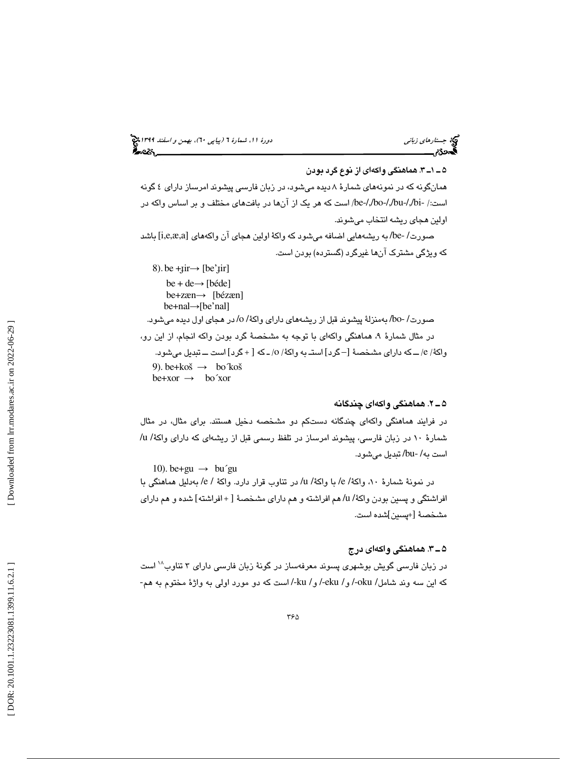### ۵ ـ ۱ـ ۳. هماهنگی واکه‌ای از نوع گرد بودن

همان‌گونه که در نمونه‌های شمارهٔ ۸ دیده می‌شود، در زبان فارسی پیشوند امرساز دارای ٤ گونه است:/ -bi/,-bu/,-bo/,-be/ است که هر یک از آن‌ها در بافت‌های مختلف و بر اساس واکه در اولین هجای ریشه انتخاب می‌شوند.

صورت/ -be/ به ریشه‌هایی اضافه می‌شود که واکهٔ اولین هجای آن واکه‌های [i,e,æ,a] باشد که ویژگی مشترک آن‌ها غیرگرد (گسترده) بودن است.

8). be +ɟir→ [be'ɟir]
be + de→ [béde]
be+zæn→ [bézæn]
be+nal→[be'nal]

صورت/ -bo/ به‌منزلهٔ پیشوند قبل از ریشه‌های دارای واکهٔ/ o/ در هجای اول دیده می‌شود.

در مثال شمارهٔ ۹، هماهنگی واکه‌ای با توجه به مشخصهٔ گرد بودن واکه انجام، از این رو، واکهٔ/ e/ ــ که دارای مشخصهٔ [– گرد] استـ به واکهٔ/ o/ ـ که [ + گرد] است ــ تبدیل می‌شود.

9). be+koš → bo´koš
be+xor → bo´xor

### ۵ ـ ۲. هماهنگی واکه‌ای چندگانه

در فرایند هماهنگی واکه‌ای چندگانه دست‌کم دو مشخصه دخیل هستند. برای مثال، در مثال شمارهٔ ۱۰ در زبان فارسی، پیشوند امرساز در تلفظ رسمی قبل از ریشه‌ای که دارای واکهٔ/ u/ است به/ -bu/ تبدیل می‌شود.

10). be+gu → bu´gu

در نمونهٔ شمارهٔ ۱۰، واکهٔ/ e/ با واکهٔ/ u/ در تناوب قرار دارد. واکهٔ / e/ به‌دلیل هماهنگی با افراشتگی و پسین بودن واکهٔ/ u/ هم افراشته و هم دارای مشخصهٔ [ + افراشته] شده و هم دارای مشخصهٔ [+پسین]شده است.

### ۵ ـ ۳. هماهنگی واکه‌ای درج

در زبان فارسی گویش بوشهری پسوند معرفه‌ساز در گونهٔ زبان فارسی دارای ۳ تناوب[18] است که این سه وند شامل/ -oku/ و/ -eku/ و/ -ku/ است که دو مورد اولی به واژهٔ مختوم به هم-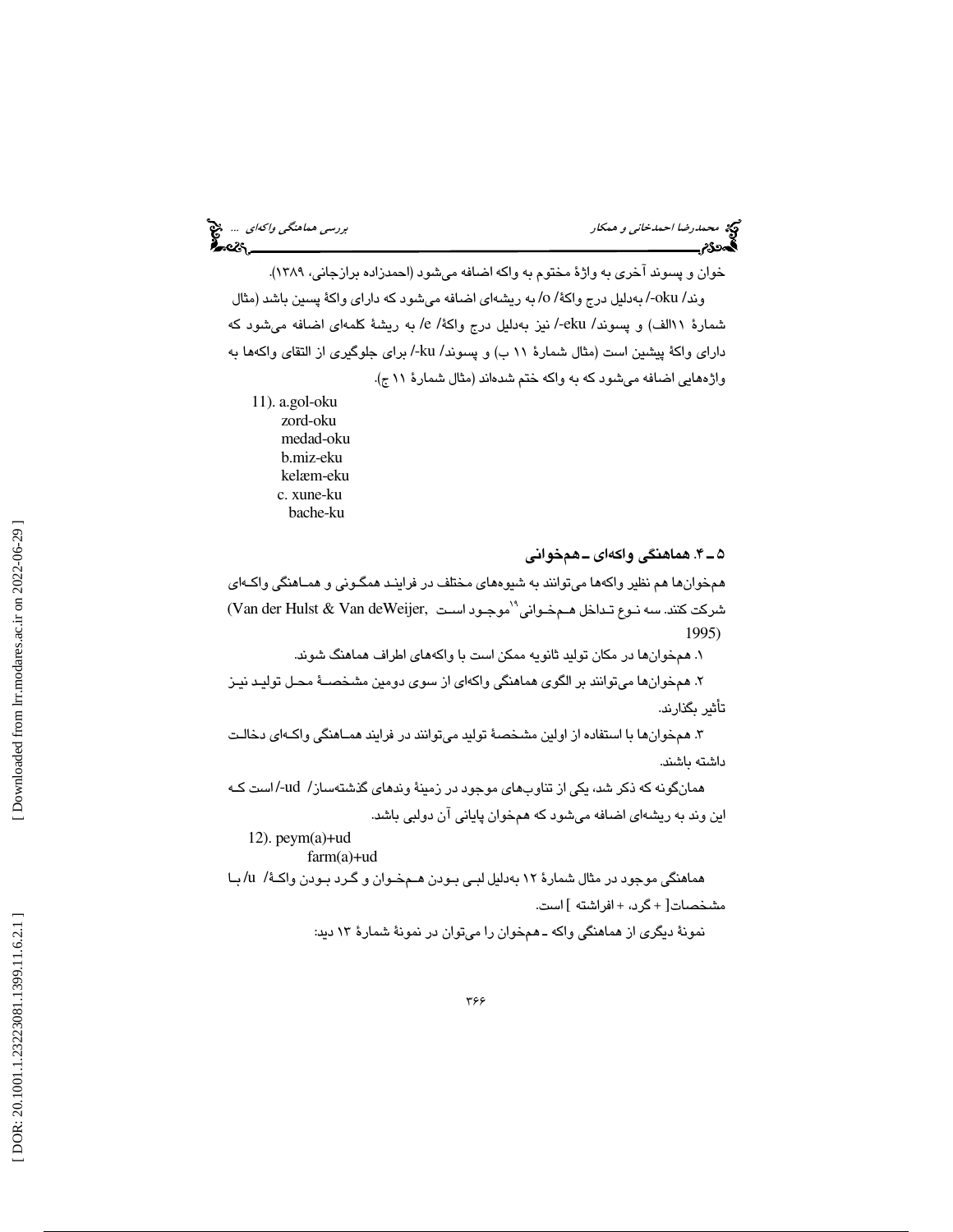خوان و پسوند آخری به واژهٔ مختوم به واکه اضافه می‌شود (احمدزاده برازجانی، ۱۳۸۹).

وند/ oku-/ به‌دلیل درج واکهٔ/ o/ به ریشه‌ای اضافه می‌شود که دارای واکهٔ پسین باشد (مثال شمارهٔ ۱۱الف) و پسوند/ eku-/ نیز به‌دلیل درج واکهٔ/ e/ به ریشهٔ کلمه‌ای اضافه می‌شود که دارای واکهٔ پیشین است (مثال شمارهٔ ۱۱ ب) و پسوند/ ku-/ برای جلوگیری از التقای واکه‌ها به واژه‌هایی اضافه می‌شود که به واکه ختم شده‌اند (مثال شمارهٔ ۱۱ ج).

11). a.gol-oku
zord-oku
medad-oku
b.miz-eku
kelæm-eku
c. xune-ku
bache-ku

### ۵ ـ ۴. هماهنگی واکه‌ای ـ همخوانی

همخوان‌ها هم نظیر واکه‌ها می‌توانند به شیوه‌های مختلف در فرایند همگونی و هماهنگی واکه‌ای شرکت کنند. سه نوع تداخل همخوانی[۱۹] موجود است (Van der Hulst & Van deWeijer, 1995)

۱. همخوان‌ها در مکان تولید ثانویه ممکن است با واکه‌های اطراف هماهنگ شوند.

۲. همخوان‌ها می‌توانند بر الگوی هماهنگی واکه‌ای از سوی دومین مشخصهٔ محل تولید نیز تأثیر بگذارند.

۳. همخوان‌ها با استفاده از اولین مشخصهٔ تولید می‌توانند در فرایند هماهنگی واکه‌ای دخالت داشته باشند.

همان‌گونه که ذکر شد، یکی از تناوب‌های موجود در زمینهٔ وندهای گذشته‌ساز/ ud-/ است که این وند به ریشه‌ای اضافه می‌شود که همخوان پایانی آن دولبی باشد.

12). peym(a)+ud
farm(a)+ud

هماهنگی موجود در مثال شمارهٔ ۱۲ به‌دلیل لبی بودن همخوان و گرد بودن واکهٔ/ u/ با مشخصات[ + گرد، + افراشته ] است.

نمونهٔ دیگری از هماهنگی واکه ـ همخوان را می‌توان در نمونهٔ شمارهٔ ۱۳ دید: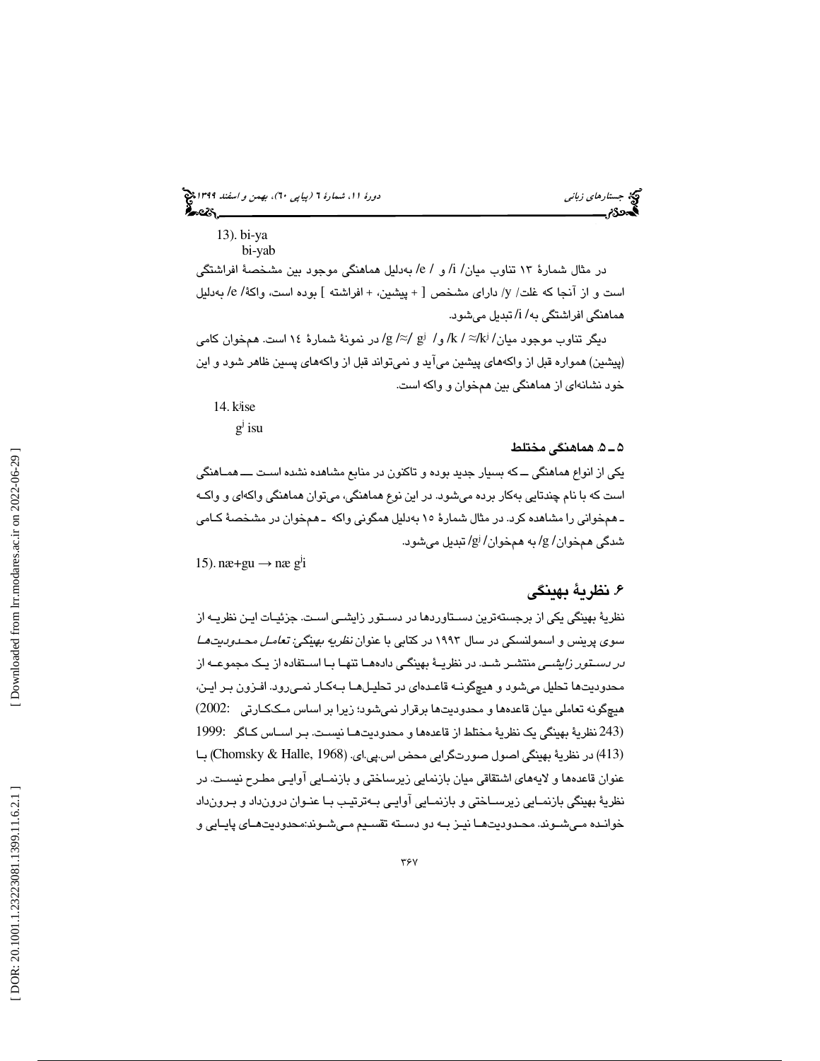13). bi-ya

bi-yab

در مثال شمارهٔ ۱۳ تناوب میان/ i/ و / e/ به‌دلیل هماهنگی موجود بین مشخصهٔ افراشتگی است و از آنجا که غلت/ y/ دارای مشخص [ + پیشین، + افراشته ] بوده است، واکهٔ/ e/ به‌دلیل هماهنگی افراشتگی به/ i/ تبدیل می‌شود.

دیگر تناوب موجود میان/ kʲ/≈ / k/ و/ gʲ/≈ /g/ در نمونهٔ شمارهٔ ۱٤ است. همخوان کامی (پیشین) همواره قبل از واکه‌های پیشین می‌آید و نمی‌تواند قبل از واکه‌های پسین ظاهر شود و این خود نشانه‌ای از هماهنگی بین همخوان و واکه است.

14. kʲise

gʲ isu

### ۵ـ ۵. هماهنگی مختلط

یکی از انواع هماهنگی ــ که بسیار جدید بوده و تاکنون در منابع مشاهده نشده است ـــ هماهنگی است که با نام چندتایی به‌کار برده می‌شود. در این نوع هماهنگی، می‌توان هماهنگی واکه‌ای و واکه ـ همخوانی را مشاهده کرد. در مثال شمارهٔ ۱۵ به‌دلیل همگونی واکه ـ همخوان در مشخصهٔ کامی شدگی همخوان/ g/ به همخوان/ gʲ/ تبدیل می‌شود.

15). næ+gu → næ gʲi

## ۶. نظریهٔ بهینگی

نظریهٔ بهینگی یکی از برجسته‌ترین دستاوردها در دستور زایشی است. جزئیات این نظریه از سوی پرینس و اسمولنسکی در سال ۱۹۹۳ در کتابی با عنوان *نظریه بهینگی: تعامل محدودیت‌ها در دستور زایشی* منتشر شد. در نظریهٔ بهینگی داده‌ها تنها با استفاده از یک مجموعه از محدودیت‌ها تحلیل می‌شود و هیچگونه قاعده‌ای در تحلیل‌ها به‌کار نمی‌رود. افزون بر این، هیچگونه تعاملی میان قاعده‌ها و محدودیت‌ها برقرار نمی‌شود؛ زیرا بر اساس مک‌کارتی (2002: 243) نظریهٔ بهینگی یک نظریهٔ مختلط از قاعده‌ها و محدودیت‌ها نیست. بر اساس کاگر (1999: 413) در نظریهٔ بهینگی اصول صورت‌گرایی محض اس.پی.ای. (Chomsky & Halle, 1968) با عنوان قاعده‌ها و لایه‌های اشتقاقی میان بازنمایی زیرساختی و بازنمایی آوایی مطرح نیست. در نظریهٔ بهینگی بازنمایی زیرساختی و بازنمایی آوایی به‌ترتیب با عنوان درون‌داد و برون‌داد خوانده می‌شوند. محدودیت‌ها نیز به دو دسته تقسیم می‌شوند:محدودیت‌های پایایی و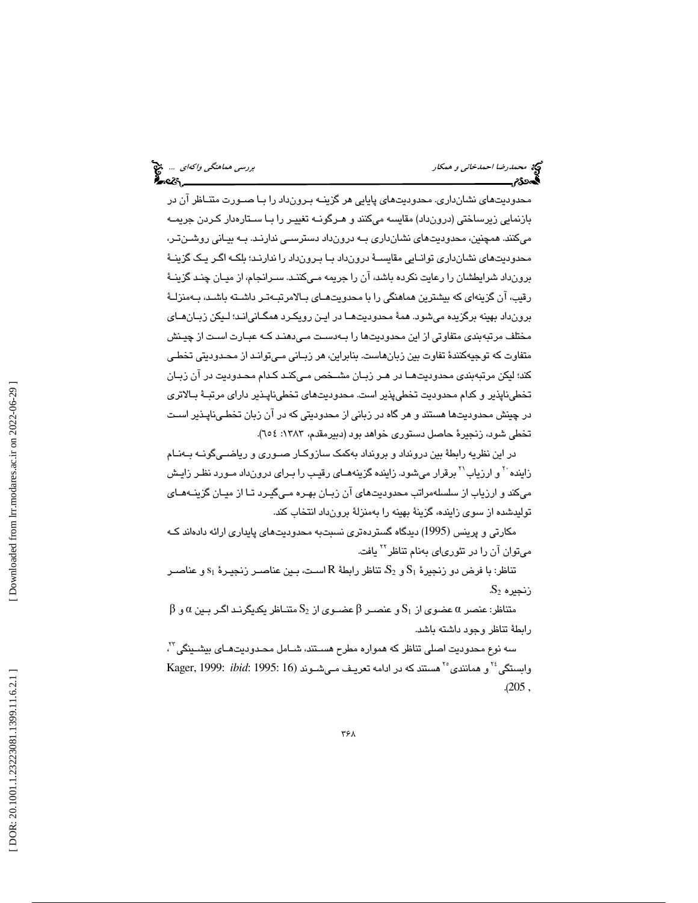محدودیت‌های نشان‌داری. محدودیت‌های پایایی هر گزینه برون‌داد را با صورت متناظر آن در بازنمایی زیرساختی (درون‌داد) مقایسه می‌کنند و هرگونه تغییر را با ستاره‌دار کردن جریمه می‌کنند. همچنین، محدودیت‌های نشان‌داری به درون‌داد دسترسی ندارند. به بیانی روشن‌تر، محدودیت‌های نشان‌داری توانایی مقایسهٔ درون‌داد با برون‌داد را ندارند؛ بلکه اگر یک گزینهٔ برون‌داد شرایطشان را رعایت نکرده باشد، آن را جریمه می‌کنند. سرانجام، از میان چند گزینهٔ رقیب، آن گزینه‌ای که بیشترین هماهنگی را با محدویت‌های بالامرتبه‌تر داشته باشد، به‌منزلهٔ برون‌داد بهینه برگزیده می‌شود. همهٔ محدودیت‌ها در این رویکرد همگانی‌اند؛ لیکن زبان‌های مختلف مرتبه‌بندی متفاوتی از این محدودیت‌ها را به‌دست می‌دهند که عبارت است از چینش متفاوت که توجیه‌کنندهٔ تفاوت بین زبان‌هاست. بنابراین، هر زبانی می‌تواند از محدودیتی تخطی کند؛ لیکن مرتبه‌بندی محدودیت‌ها در هر زبان مشخص می‌کند کدام محدودیت در آن زبان تخطی‌ناپذیر و کدام محدودیت تخطی‌پذیر است. محدودیت‌های تخطی‌ناپذیر دارای مرتبهٔ بالاتری در چینش محدودیت‌ها هستند و هر گاه در زبانی از محدودیتی که در آن زبان تخطی‌ناپذیر است تخطی شود، زنجیرهٔ حاصل دستوری خواهد بود (دبیرمقدم، ۱۳۸۳: ٦٥٤).

در این نظریه رابطهٔ بین درونداد و برونداد به‌کمک سازوکار صوری و ریاضی‌گونه به‌نام زاینده[20] و ارزیاب[21] برقرار می‌شود. زاینده گزینه‌های رقیب را برای درون‌داد مورد نظر زایش می‌کند و ارزیاب از سلسله‌مراتب محدودیت‌های آن زبان بهره می‌گیرد تا از میان گزینه‌های تولیدشده از سوی زاینده، گزینهٔ بهینه را به‌منزلهٔ برون‌داد انتخاب کند.

مکارتی و پرینس (1995) دیدگاه گسترده‌تری نسبت‌به محدودیت‌های پایداری ارائه داده‌اند که می‌توان آن را در تئوری‌ای به‌نام تناظر[22] یافت.

تناظر: با فرض دو زنجیرهٔ $S_1$ و $S_2$، تناظر رابطهٔ R است، بین عناصر زنجیرهٔ $s_1$ و عناصر زنجیره $S_2$.

متناظر: عنصر $\alpha$ عضوی از $S_1$ و عنصر $\beta$ عضوی از $S_2$ متناظر یکدیگرند اگر بین $\alpha$ و $\beta$ رابطهٔ تناظر وجود داشته باشد.

سه نوع محدودیت اصلی تناظر که همواره مطرح هستند، شامل محدودیت‌های بیشینگی[23]، وابستگی[24] و همانندی[25] هستند که در ادامه تعریف می‌شوند (Kager, 1999: *ibid*: 1995: 16 , 205).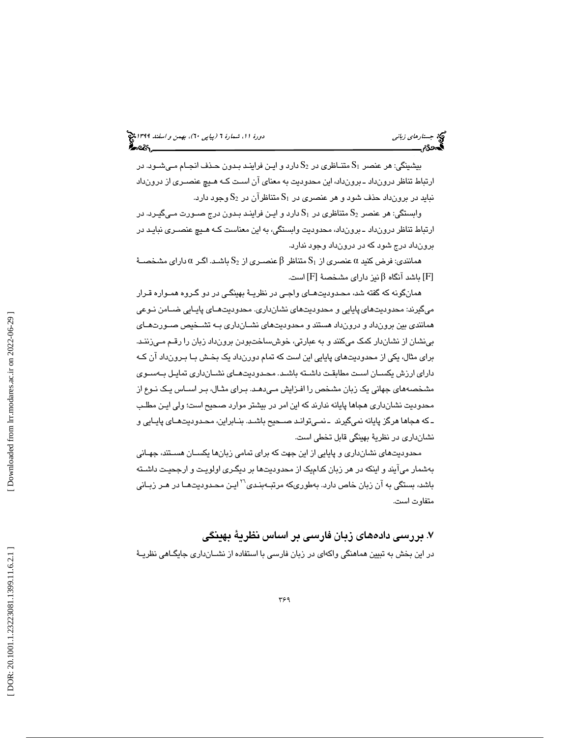بیشینگی: هر عنصر $S_1$ متناظری در $S_2$ دارد و این فرایند بدون حذف انجام می‌شود. در ارتباط تناظر درونداد ـ برونداد، این محدودیت به معنای آن است که هیچ عنصری از درونداد نباید در برونداد حذف شود و هر عنصری در $S_1$ متناظرآن در $S_2$ وجود دارد.

وابستگی: هر عنصر $S_2$ متناظری در $S_1$ دارد و این فرایند بدون درج صورت می‌گیرد. در ارتباط تناظر درونداد ـ برونداد، محدودیت وابستگی، به این معناست که هیچ عنصری نباید در برونداد درج شود که در درونداد وجود ندارد.

همانندی: فرض کنید $\alpha$ عنصری از $S_1$ متناظر $\beta$ عنصری از $S_2$ باشد. اگر $\alpha$ دارای مشخصهٔ [F] باشد آنگاه $\beta$ نیز دارای مشخصهٔ [F] است.

همان‌گونه که گفته شد، محدودیت‌های واجی در نظریهٔ بهینگی در دو گروه همواره قرار می‌گیرند: محدودیت‌های پایایی و محدودیت‌های نشان‌داری. محدودیت‌های پایایی ضامن نوعی همانندی بین برونداد و درونداد هستند و محدودیت‌های نشان‌داری به تشخیص صورت‌های بی‌نشان از نشان‌دار کمک می‌کنند و به عبارتی، خوش‌ساخت‌بودن برونداد زبان را رقم می‌زنند. برای مثال، یکی از محدودیت‌های پایایی این است که تمام دورنداد یک بخش با برونداد آن که دارای ارزش یکسان است مطابقت داشته باشد. محدودیت‌های نشان‌داری تمایل به‌سوی مشخصه‌های جهانی یک زبان مشخص را افزایش می‌دهد. برای مثال، بر اساس یک نوع از محدودیت نشان‌داری هجاها پایانه ندارند که این امر در بیشتر موارد صحیح است؛ ولی این مطلب ـ که هجاها هرگز پایانه نمی‌گیرند ـ نمی‌تواند صحیح باشد. بنابراین، محدودیت‌های پایایی و نشان‌داری در نظریهٔ بهینگی قابل تخطی است.

محدودیت‌های نشان‌داری و پایایی از این جهت که برای تمامی زبان‌ها یکسان هستند، جهانی به‌شمار می‌آیند و اینکه در هر زبان کدام‌یک از محدودیت‌ها بر دیگری اولویت و ارجحیت داشته باشد، بستگی به آن زبان خاص دارد. به‌طوری‌که مرتبه‌بندی[۲۶] این محدودیت‌ها در هر زبانی متفاوت است.

## ۷. بررسی داده‌های زبان فارسی بر اساس نظریهٔ بهینگی

در این بخش به تبیین هماهنگی واکه‌ای در زبان فارسی با استفاده از نشان‌داری جایگاهی نظریهٔ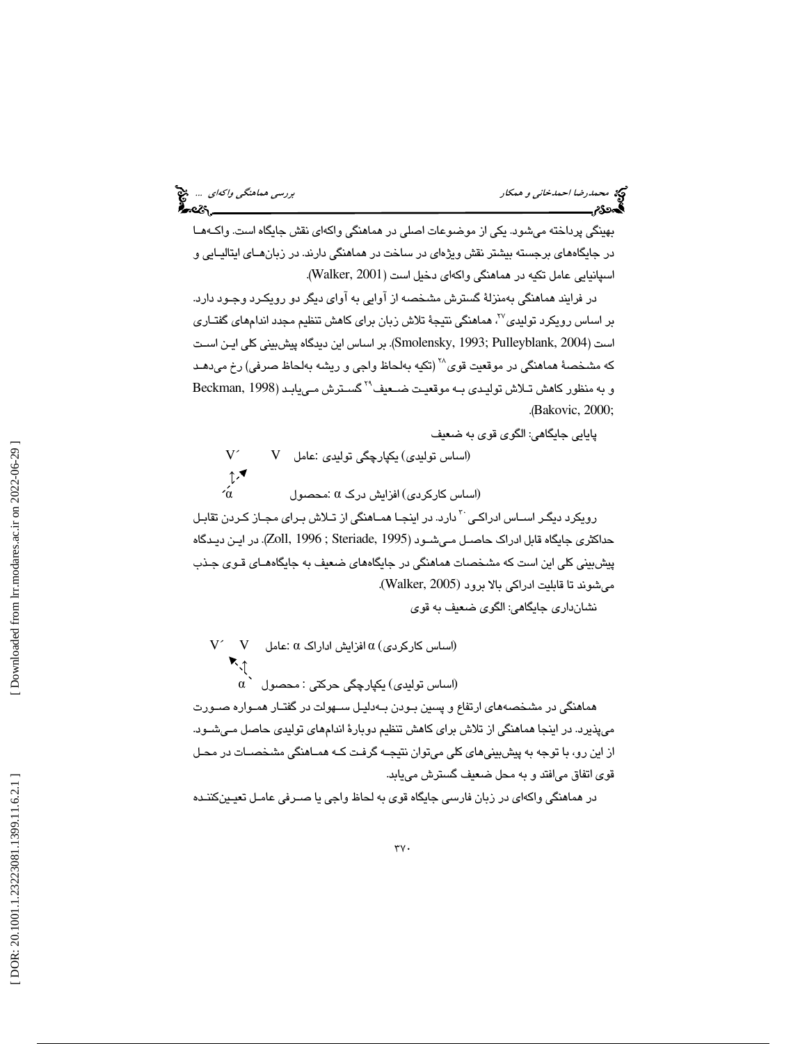بهینگی پرداخته می‌شود. یکی از موضوعات اصلی در هماهنگی واکه‌ای نقش جایگاه است. واکه‌ها در جایگاه‌های برجسته بیشتر نقش ویژه‌ای در ساخت در هماهنگی دارند. در زبان‌های ایتالیایی و اسپانیایی عامل تکیه در هماهنگی واکه‌ای دخیل است (Walker, 2001).

در فرایند هماهنگی به‌منزلهٔ گسترش مشخصه از آوایی به آوای دیگر دو رویکرد وجود دارد. بر اساس رویکرد تولیدی[27]، هماهنگی نتیجهٔ تلاش زبان برای کاهش تنظیم مجدد اندام‌های گفتاری است (Smolensky, 1993; Pulleyblank, 2004). بر اساس این دیدگاه پیش‌بینی کلی این است که مشخصهٔ هماهنگی در موقعیت قوی[28] (تکیه به‌لحاظ واجی و ریشه به‌لحاظ صرفی) رخ می‌دهد و به منظور کاهش تلاش تولیدی به موقعیت ضعیف[29] گسترش می‌یابد (Beckman, 1998; Bakovic, 2000).

پایایی جایگاهی: الگوی قوی به ضعیف

(اساس تولیدی) یکپارچگی تولیدی :عامل $V \quad V'$

(اساس کارکردی) افزایش درک $\alpha$ :محصول $\acute{\alpha}$

رویکرد دیگر اساس ادراکی[30] دارد. در اینجا هماهنگی از تلاش برای مجاز کردن تقابل حداکثری جایگاه قابل ادراک حاصل می‌شود (Zoll, 1996 ; Steriade, 1995). در این دیدگاه پیش‌بینی کلی این است که مشخصات هماهنگی در جایگاه‌های ضعیف به جایگاه‌های قوی جذب می‌شوند تا قابلیت ادراکی بالا برود (Walker, 2005).

نشان‌داری جایگاهی: الگوی ضعیف به قوی

(اساس کارکردی) $\alpha$ افزایش ادراک $\alpha$ :عامل $V \quad V'$

(اساس تولیدی) یکپارچگی حرکتی : محصول $\grave{\alpha}$

هماهنگی در مشخصه‌های ارتفاع و پسین بودن به‌دلیل سهولت در گفتار همواره صورت می‌پذیرد. در اینجا هماهنگی از تلاش برای کاهش تنظیم دوبارهٔ اندام‌های تولیدی حاصل می‌شود. از این رو، با توجه به پیش‌بینی‌های کلی می‌توان نتیجه گرفت که هماهنگی مشخصات در محل قوی اتفاق می‌افتد و به محل ضعیف گسترش می‌یابد.

در هماهنگی واکه‌ای در زبان فارسی جایگاه قوی به لحاظ واجی یا صرفی عامل تعیین‌کننده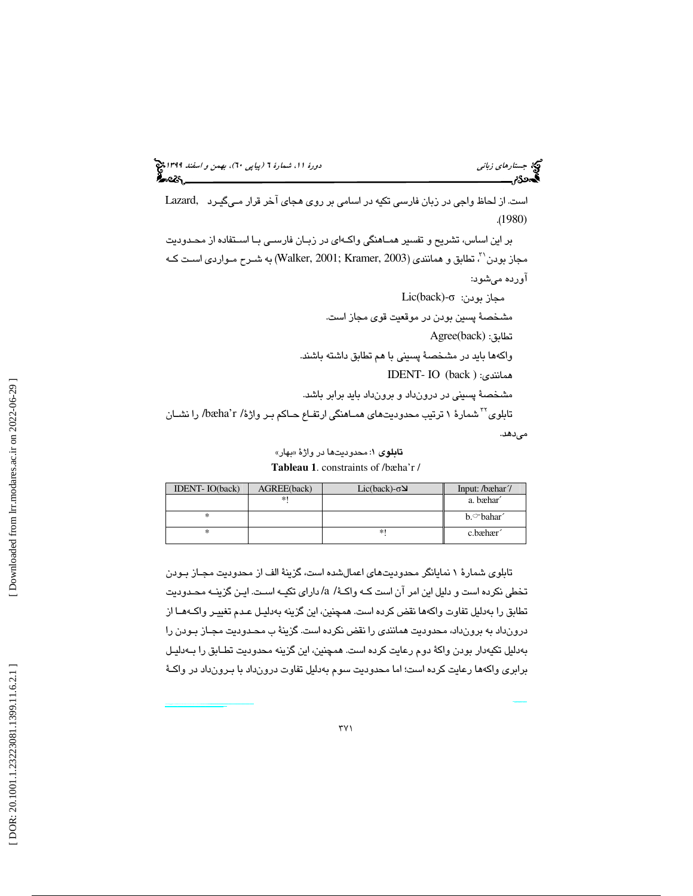است. از لحاظ واجی در زبان فارسی تکیه در اسامی بر روی هجای آخر قرار می‌گیرد (Lazard, 1980).

بر این اساس، تشریح و تفسیر هماهنگی واکه‌ای در زبان فارسی با استفاده از محدودیت مجاز بودن[21]، تطابق و همانندی (Walker, 2001; Kramer, 2003) به شرح مواردی است که آورده می‌شود:

مجاز بودن: Lic(back)-σ

مشخصهٔ پسین بودن در موقعیت قوی مجاز است.

تطابق: Agree(back)

واکه‌ها باید در مشخصهٔ پسینی با هم تطابق داشته باشند.

همانندی: IDENT- IO (back)

مشخصهٔ پسینی در درونداد و برونداد باید برابر باشد.

تابلوی[22] شمارهٔ ۱ ترتیب محدودیت‌های هماهنگی ارتفاع حاکم بر واژهٔ /bæha'r/ را نشان می‌دهد.

**تابلوی ۱**: محدودیت‌ها در واژهٔ «بهار»

**Tableau 1**. constraints of /bæha'r /

| IDENT- IO(back) | AGREE(back) | Lic(back)-σ | Input: /bæhar´/ |
|---|---|---|---|
| | *! | | a. bæhar´ |
| * | | | b.☞bahar´ |
| * | | *! | c.bæhær´ |

تابلوی شمارهٔ ۱ نمایانگر محدودیت‌های اعمال‌شده است، گزینهٔ الف از محدودیت مجاز بودن تخطی نکرده است و دلیل این امر آن است که واکهٔ /a/ دارای تکیه است. این گزینه محدودیت تطابق را به‌دلیل تفاوت واکه‌ها نقض کرده است. همچنین، این گزینه به‌دلیل عدم تغییر واکه‌ها از درونداد به برونداد، محدودیت همانندی را نقض نکرده است. گزینهٔ ب محدودیت مجاز بودن را به‌دلیل تکیه‌دار بودن واکهٔ دوم رعایت کرده است. همچنین، این گزینه محدودیت تطابق را به‌دلیل برابری واکه‌ها رعایت کرده است؛ اما محدودیت سوم به‌دلیل تفاوت درونداد با برونداد در واکهٔ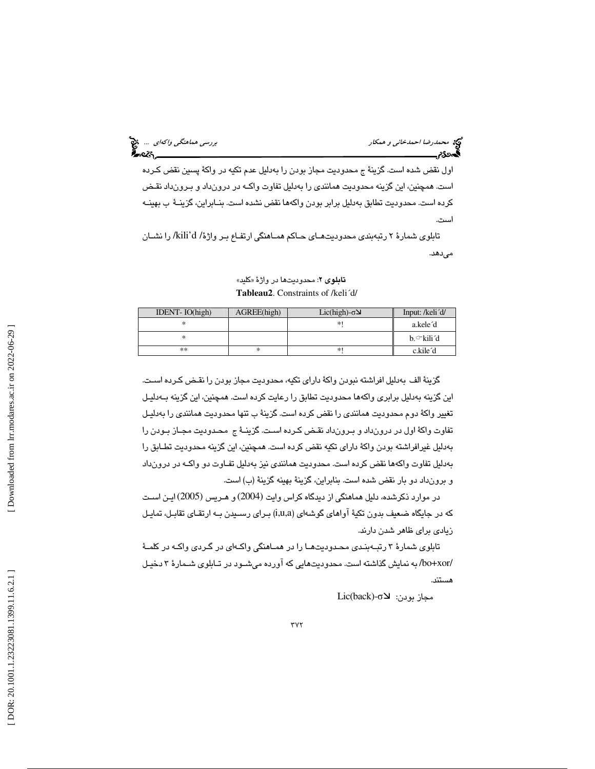اول نقض شده است. گزینۀ ج محدودیت مجاز بودن را به‌دلیل عدم تکیه در واکۀ پسین نقض کرده است. همچنین، این گزینه محدودیت همانندی را به‌دلیل تفاوت واکه در درون‌داد و برون‌داد نقض کرده است. محدودیت تطابق به‌دلیل برابر بودن واکه‌ها نقض نشده است. بنابراین، گزینۀ ب بهینه است.

تابلوی شمارۀ ۲ رتبه‌بندی محدودیت‌های حاکم هماهنگی ارتفاع بر واژۀ /kili'd/ را نشان می‌دهد.

**تابلوی ۲**: محدودیت‌ها در واژۀ «کلید»

**Tableau2**. Constraints of /keli´d/

| IDENT- IO(high) | AGREE(high) | Lic(high)-σ́ | Input: /keli´d/ |
|---|---|---|---|
| * | | *! | a.kele´d |
| * | | | b.☞kili´d |
| ** | * | *! | c.kile´d |

گزینۀ الف به‌دلیل افراشته نبودن واکۀ دارای تکیه، محدودیت مجاز بودن را نقض کرده است. این گزینه به‌دلیل برابری واکه‌ها محدودیت تطابق را رعایت کرده است. همچنین، این گزینه به‌دلیل تغییر واکۀ دوم محدودیت همانندی را نقض کرده است. گزینۀ ب تنها محدودیت همانندی را به‌دلیل تفاوت واکۀ اول در درون‌داد و برون‌داد نقض کرده است. گزینۀ ج محدودیت مجاز بودن را به‌دلیل غیرافراشته بودن واکۀ دارای تکیه نقض کرده است. همچنین، این گزینه محدودیت تطابق را به‌دلیل تفاوت واکه‌ها نقض کرده است. محدودیت همانندی نیز به‌دلیل تفاوت دو واکه در درون‌داد و برون‌داد دو بار نقض شده است. بنابراین، گزینۀ بهینه گزینۀ (ب) است.

در موارد ذکرشده، دلیل هماهنگی از دیدگاه کراس وایت (2004) و هریس (2005) این است که در جایگاه ضعیف بدون تکیۀ آواهای گوشه‌ای (i,u,a) برای رسیدن به ارتقای تقابل، تمایل زیادی برای ظاهر شدن دارند.

تابلوی شمارۀ ۳ رتبه‌بندی محدودیت‌ها را در هماهنگی واکه‌ای در گردی واکه در کلمۀ /bo+xor/ به نمایش گذاشته است. محدودیت‌هایی که آورده می‌شود در تابلوی شمارۀ ۳ دخیل هستند.

مجاز بودن: Lic(back)-σ́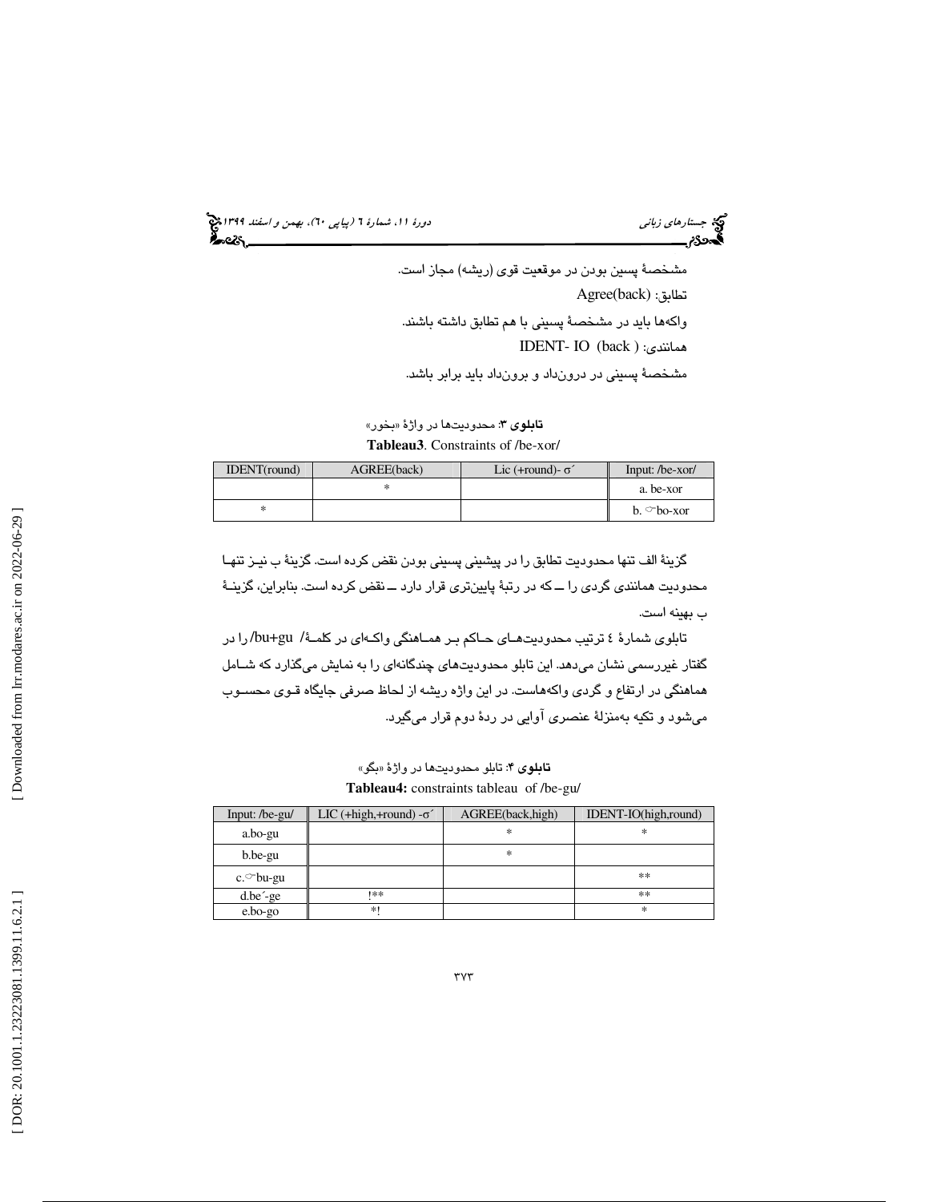مشخصهٔ پسین بودن در موقعیت قوی (ریشه) مجاز است.

تطابق: Agree(back)

واکه‌ها باید در مشخصهٔ پسینی با هم تطابق داشته باشند.

همانندی: IDENT- IO (back)

مشخصهٔ پسینی در درون‌داد و برون‌داد باید برابر باشد.

**تابلوی ۳**: محدودیت‌ها در واژهٔ «بخور»

**Tableau3**. Constraints of /be-xor/

| IDENT(round) | AGREE(back) | Lic (+round)- σ´ | Input: /be-xor/ |
|---|---|---|---|
| | * | | a. be-xor |
| * | | | b. ☞bo-xor |

گزینهٔ الف تنها محدودیت تطابق را در پیشینی پسینی بودن نقض کرده است. گزینهٔ ب نیـز تنهـا محدودیت همانندی گردی را ــ که در رتبهٔ پایین‌تری قرار دارد ــ نقض کرده است. بنابراین، گزینـهٔ ب بهینه است.

تابلوی شمارهٔ ٤ ترتیب محدودیت‌هـای حـاکم بـر همـاهنگی واکـه‌ای در کلمـهٔ /bu+gu/ را در گفتار غیررسمی نشان می‌دهد. این تابلو محدودیت‌های چندگانه‌ای را به نمایش می‌گذارد که شـامل هماهنگی در ارتفاع و گردی واکه‌هاست. در این واژه ریشه از لحاظ صرفی جایگاه قـوی محسـوب می‌شود و تکیه به‌منزلهٔ عنصری آوایی در ردهٔ دوم قرار می‌گیرد.

**تابلوی ۴**: تابلو محدودیت‌ها در واژهٔ «بگو»

**Tableau4:** constraints tableau of /be-gu/

| Input: /be-gu/ | LIC (+high,+round) -σ´ | AGREE(back,high) | IDENT-IO(high,round) |
|---|---|---|---|
| a.bo-gu | | * | * |
| b.be-gu | | * | |
| c.☞bu-gu | | | ** |
| d.be´-ge | !** | | ** |
| e.bo-go | *! | | * |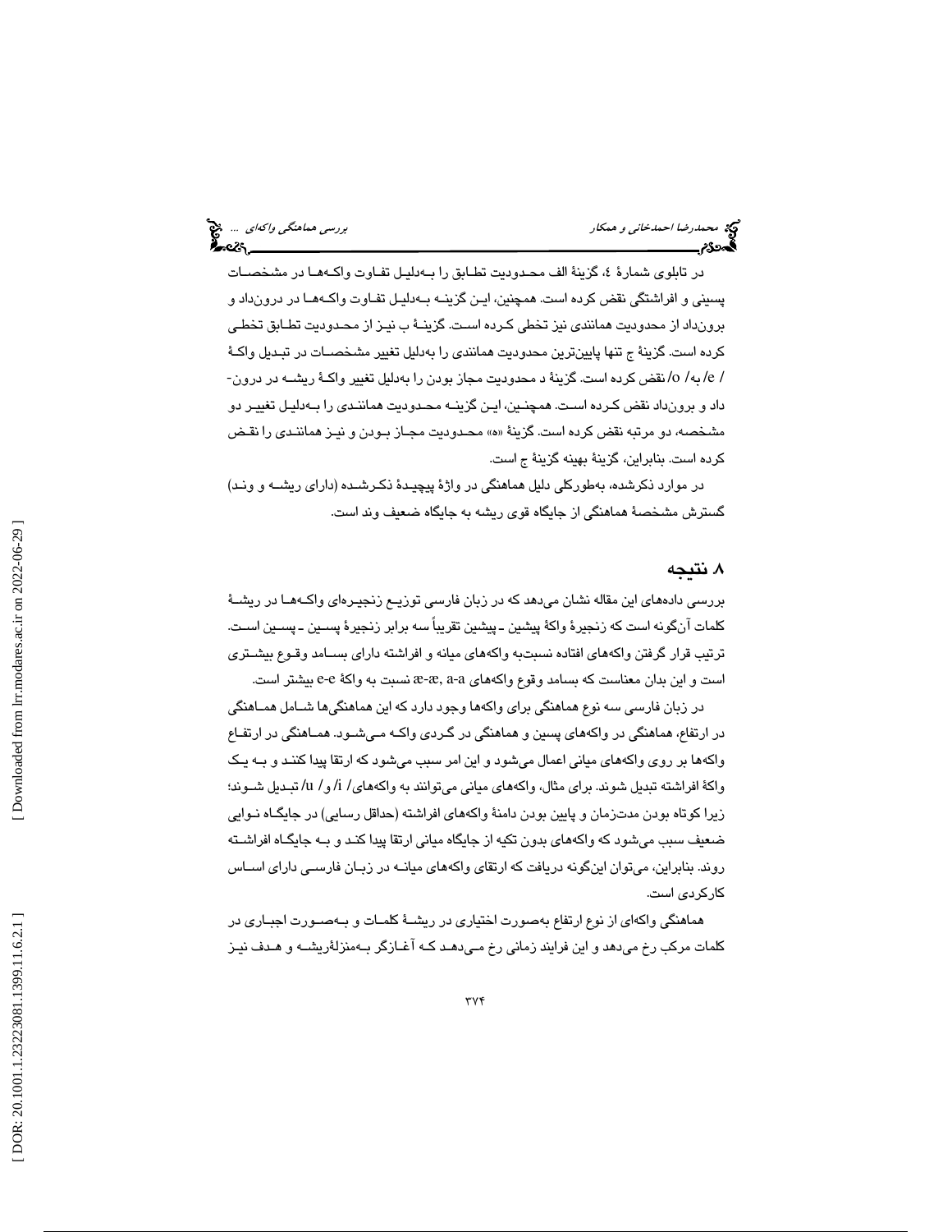در تابلوی شمارهٔ ٤، گزینهٔ الف محدودیت تطابق را بەدلیل تفاوت واکەها در مشخصات پسینی و افراشتگی نقض کرده است. همچنین، این گزینه بەدلیل تفاوت واکەها در درونداد و برونداد از محدودیت همانندی نیز تخطی کرده است. گزینهٔ ب نیز از محدودیت تطابق تخطی کرده است. گزینهٔ ج تنها پایین‌ترین محدودیت همانندی را به‌دلیل تغییر مشخصات در تبدیل واکهٔ /e/ به /o/ نقض کرده است. گزینهٔ د محدودیت مجاز بودن را به‌دلیل تغییر واکهٔ ریشه در درون‌داد و برون‌داد نقض کرده است. همچنین، این گزینه محدودیت همانندی را بەدلیل تغییر دو مشخصه، دو مرتبه نقض کرده است. گزینهٔ «ه» محدودیت مجاز بودن و نیز همانندی را نقض کرده است. بنابراین، گزینهٔ بهینه گزینهٔ ج است.

در موارد ذکرشده، به‌طورکلی دلیل هماهنگی در واژهٔ پیچیدهٔ ذکرشده (دارای ریشه و وند) گسترش مشخصهٔ هماهنگی از جایگاه قوی ریشه به جایگاه ضعیف وند است.

## ۸. نتیجه

بررسی داده‌های این مقاله نشان می‌دهد که در زبان فارسی توزیع زنجیره‌ای واکەها در ریشهٔ کلمات آن‌گونه است که زنجیرهٔ واکهٔ پیشین ـ پیشین تقریباً سه برابر زنجیرهٔ پسین ـ پسین است. ترتیب قرار گرفتن واکه‌های افتاده نسبت‌به واکه‌های میانه و افراشته دارای بسامد وقوع بیشتری است و این بدان معناست که بسامد وقوع واکه‌های æ-æ, a-a نسبت به واکهٔ e-e بیشتر است.

در زبان فارسی سه نوع هماهنگی برای واکه‌ها وجود دارد که این هماهنگی‌ها شامل هماهنگی در ارتفاع، هماهنگی در واکه‌های پسین و هماهنگی در گردی واکه می‌شود. هماهنگی در ارتفاع واکه‌ها بر روی واکه‌های میانی اعمال می‌شود و این امر سبب می‌شود که ارتقا پیدا کنند و به یک واکهٔ افراشته تبدیل شوند. برای مثال، واکه‌های میانی می‌توانند به واکه‌های /i/ و /u/ تبدیل شوند؛ زیرا کوتاه بودن مدت‌زمان و پایین بودن دامنهٔ واکه‌های افراشته (حداقل رسایی) در جایگاه نوایی ضعیف سبب می‌شود که واکه‌های بدون تکیه از جایگاه میانی ارتقا پیدا کند و به جایگاه افراشته روند. بنابراین، می‌توان این‌گونه دریافت که ارتقای واکه‌های میانه در زبان فارسی دارای اساس کارکردی است.

هماهنگی واکه‌ای از نوع ارتفاع به‌صورت اختیاری در ریشهٔ کلمات و به‌صورت اجباری در کلمات مرکب رخ می‌دهد و این فرایند زمانی رخ می‌دهد که آغازگر به‌منزلهٔ ریشه و هدف نیز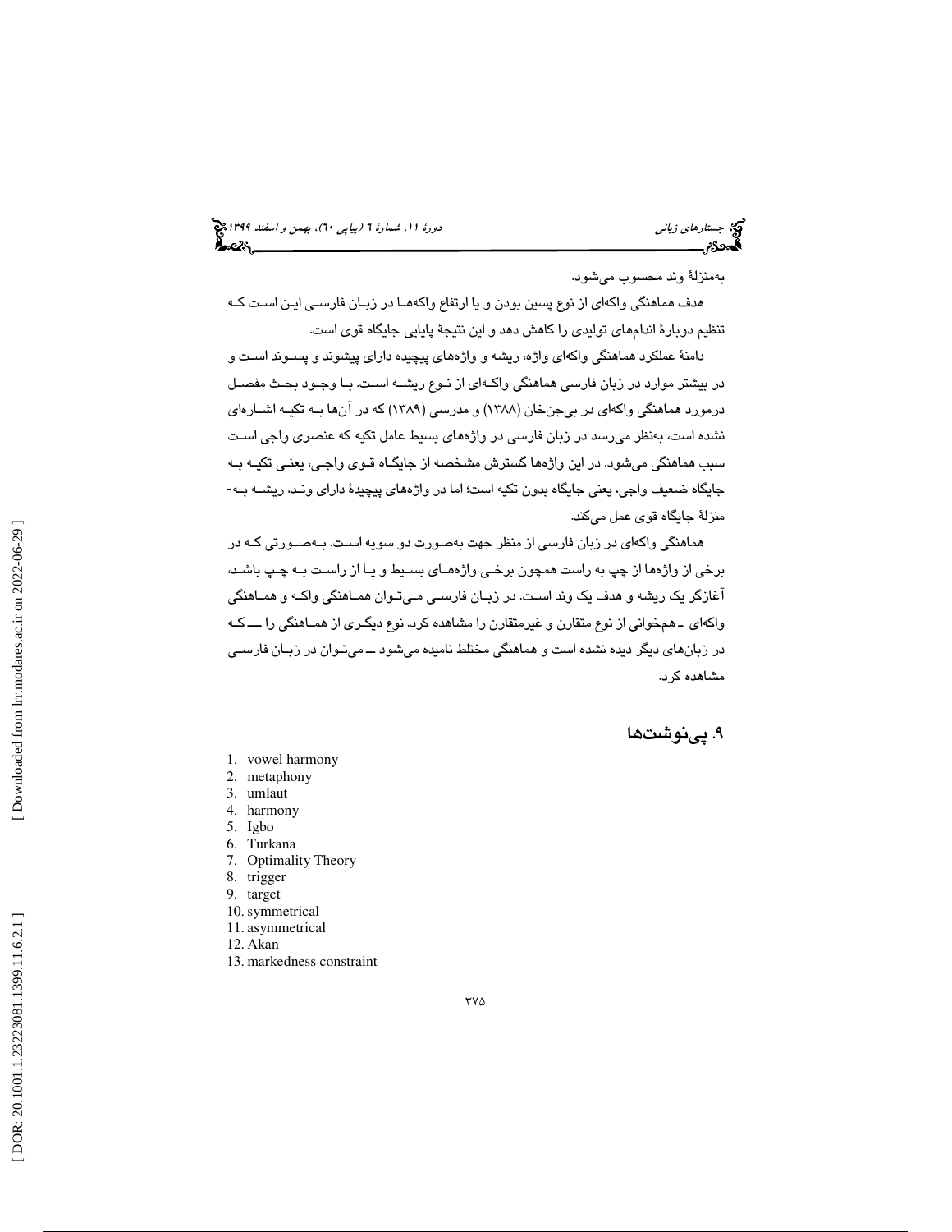به‌منزلهٔ وند محسوب می‌شود.

هدف هماهنگی واکه‌ای از نوع پسین بودن و یا ارتفاع واکه‌ها در زبان فارسی این است که تنظیم دوبارهٔ اندام‌های تولیدی را کاهش دهد و این نتیجهٔ پایایی جایگاه قوی است.

دامنهٔ عملکرد هماهنگی واکه‌ای واژه، ریشه و واژه‌های پیچیده دارای پیشوند و پسوند است و در بیشتر موارد در زبان فارسی هماهنگی واکه‌ای از نوع ریشه است. با وجود بحث مفصل درمورد هماهنگی واکه‌ای در بی‌جن‌خان (۱۳۸۸) و مدرسی (۱۳۸۹) که در آن‌ها به تکیه اشاره‌ای نشده است، به‌نظر می‌رسد در زبان فارسی در واژه‌های بسیط عامل تکیه که عنصری واجی است سبب هماهنگی می‌شود. در این واژه‌ها گسترش مشخصه از جایگاه قوی واجی، یعنی تکیه به جایگاه ضعیف واجی، یعنی جایگاه بدون تکیه است؛ اما در واژه‌های پیچیدهٔ دارای وند، ریشه به‌منزلهٔ جایگاه قوی عمل می‌کند.

هماهنگی واکه‌ای در زبان فارسی از منظر جهت به‌صورت دو سویه است. به‌صورتی که در برخی از واژه‌ها از چپ به راست همچون برخی واژه‌های بسیط و یا از راست به چپ باشد، آغازگر یک ریشه و هدف یک وند است. در زبان فارسی می‌توان هماهنگی واکه و هماهنگی واکه‌ای ـ همخوانی از نوع متقارن و غیرمتقارن را مشاهده کرد. نوع دیگری از هماهنگی را ـــ که در زبان‌های دیگر دیده نشده است و هماهنگی مختلط نامیده می‌شود ــ می‌توان در زبان فارسی مشاهده کرد.

## ۹. پی‌نوشت‌ها

1. vowel harmony
2. metaphony
3. umlaut
4. harmony
5. Igbo
6. Turkana
7. Optimality Theory
8. trigger
9. target
10. symmetrical
11. asymmetrical
12. Akan
13. markedness constraint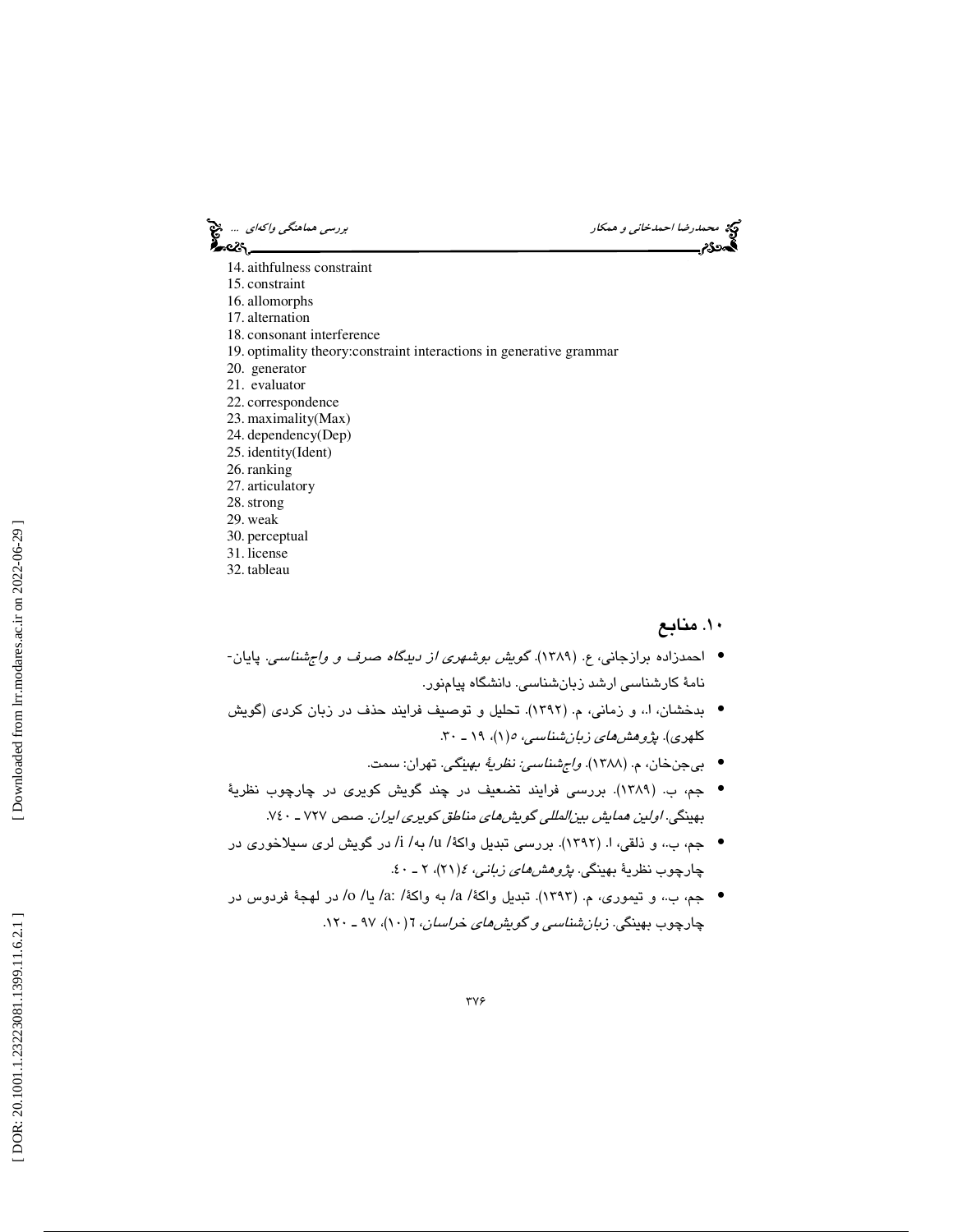14. aithfulness constraint
15. constraint
16. allomorphs
17. alternation
18. consonant interference
19. optimality theory:constraint interactions in generative grammar
20. generator
21. evaluator
22. correspondence
23. maximality(Max)
24. dependency(Dep)
25. identity(Ident)
26. ranking
27. articulatory
28. strong
29. weak
30. perceptual
31. license
32. tableau

## ۱۰. منابع

- احمدزاده برازجانی، ع. (۱۳۸۹). *گویش بوشهری از دیدگاه صرف و واج‌شناسی*. پایان-نامهٔ کارشناسی ارشد زبان‌شناسی. دانشگاه پیام‌نور.
- بدخشان، ا.، و زمانی، م. (۱۳۹۲). تحلیل و توصیف فرایند حذف در زبان کردی (گویش کلهری). *پژوهش‌های زبان‌شناسی*، ۵(۱)، ۱۹ ـ ۳۰.
- بی‌جن‌خان، م. (۱۳۸۸). *واج‌شناسی: نظریهٔ بهینگی*. تهران: سمت.
- جم، ب. (۱۳۸۹). بررسی فرایند تضعیف در چند گویش کویری در چارچوب نظریهٔ بهینگی. *اولین همایش بین‌المللی گویش‌های مناطق کویری ایران*. صص ۷۲۷ ـ ۷۴۰.
- جم، ب.، و ذلقی، ا. (۱۳۹۲). بررسی تبدیل واکهٔ /u/ به /i/ در گویش لری سیلاخوری در چارچوب نظریهٔ بهینگی. *پژوهش‌های زبانی*، ۴(۲۱)، ۲ ـ ۴۰.
- جم، ب.، و تیموری، م. (۱۳۹۳). تبدیل واکهٔ /a/ به واکهٔ /a:/ یا /o/ در لهجهٔ فردوس در چارچوب بهینگی. *زبان‌شناسی و گویش‌های خراسان*، ۶(۱۰)، ۹۷ ـ ۱۲۰.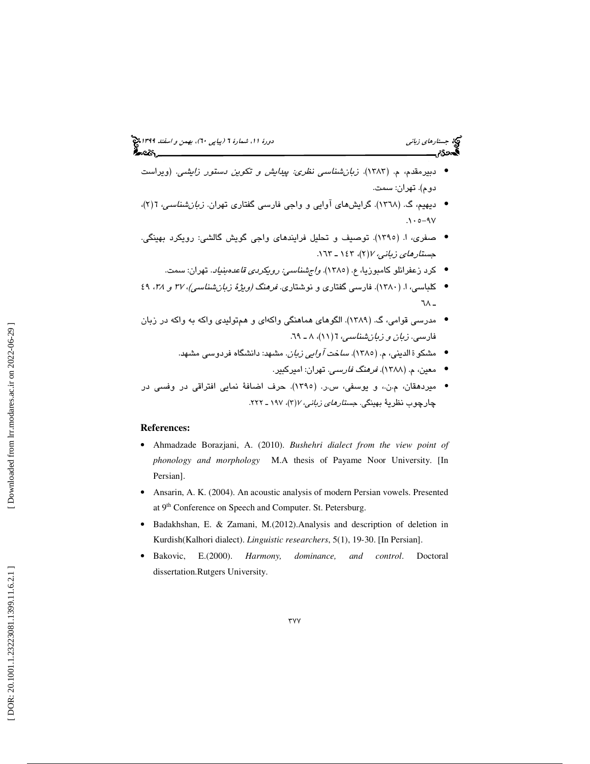- دبیرمقدم، م. (۱۳۸۳). *زبان‌شناسی نظری: پیدایش و تکوین دستور زایشی*. (ویراست دوم). تهران: سمت.
- دیهیم، گ. (۱۳٦۸). گرایش‌های آوایی و واجی فارسی گفتاری تهران. *زبان‌شناسی*، ٦(۲)، ۱۰۵-۹۷.
- صفری، ا. (۱۳۹۵). توصیف و تحلیل فرایندهای واجی گویش گالشی: رویکرد بهینگی. *جستارهای زبانی*، ۷(۲)، ۱٤۳ ـ ۱٦۳.
- کرد زعفرانلو کامبوزیا، ع. (۱۳۸۵). *واج‌شناسی: رویکردی قاعده‌بنیاد*. تهران: سمت.
- کلباسی، ا. (۱۳۸۰). فارسی گفتاری و نوشتاری. *فرهنگ (ویژۀ زبان‌شناسی)*، ۳۷ و ۳۸، ٤۹ ـ ٦۸.
- مدرسی قوامی، گ. (۱۳۸۹). الگوهای هماهنگی واکه‌ای و هم‌تولیدی واکه به واکه در زبان فارسی. *زبان و زبان‌شناسی*، ٦(۱۱)، ۸ ـ ٦۹.
- مشکوة الدینی، م. (۱۳۸۵). *ساخت آوایی زبان*. مشهد: دانشگاه فردوسی مشهد.
- معین، م. (۱۳۸۸). *فرهنگ فارسی*. تهران: امیرکبیر.
- میردهقان، م.ن.، و یوسفی، س.ر. (۱۳۹۵). حرف اضافۀ نمایی افتراقی در وفسی در چارچوب نظریۀ بهینگی. *جستارهای زبانی*، ۷(۳)، ۱۹۷ ـ ۲۲۲.

**References:**

- Ahmadzade Borazjani, A. (2010). *Bushehri dialect from the view point of phonology and morphology* M.A thesis of Payame Noor University. [In Persian].
- Ansarin, A. K. (2004). An acoustic analysis of modern Persian vowels. Presented at 9th Conference on Speech and Computer. St. Petersburg.
- Badakhshan, E. & Zamani, M.(2012).Analysis and description of deletion in Kurdish(Kalhori dialect). *Linguistic researchers*, 5(1), 19-30. [In Persian].
- Bakovic, E.(2000). *Harmony, dominance, and control*. Doctoral dissertation.Rutgers University.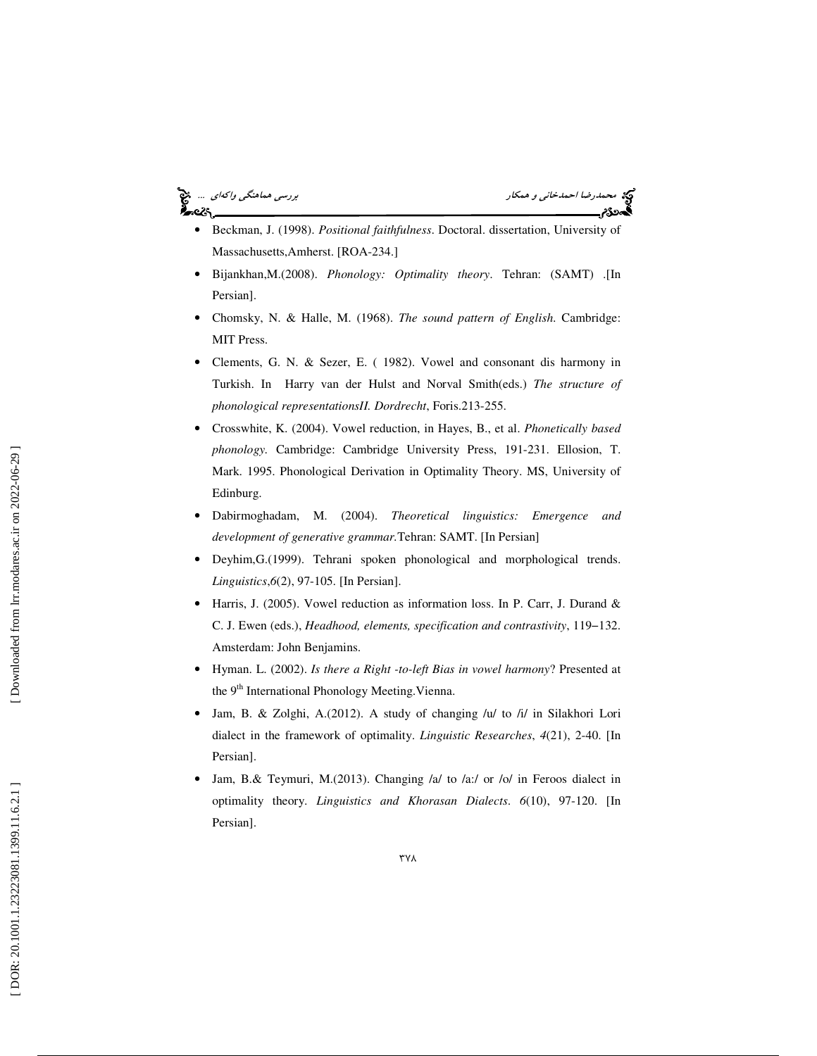- Beckman, J. (1998). *Positional faithfulness*. Doctoral. dissertation, University of Massachusetts,Amherst. [ROA-234.]
- Bijankhan,M.(2008). *Phonology: Optimality theory*. Tehran: (SAMT) .[In Persian].
- Chomsky, N. & Halle, M. (1968). *The sound pattern of English*. Cambridge: MIT Press.
- Clements, G. N. & Sezer, E. ( 1982). Vowel and consonant dis harmony in Turkish. In Harry van der Hulst and Norval Smith(eds.) *The structure of phonological representationsII. Dordrecht*, Foris.213-255.
- Crosswhite, K. (2004). Vowel reduction, in Hayes, B., et al. *Phonetically based phonology*. Cambridge: Cambridge University Press, 191-231. Ellosion, T. Mark. 1995. Phonological Derivation in Optimality Theory. MS, University of Edinburg.
- Dabirmoghadam, M. (2004). *Theoretical linguistics: Emergence and development of generative grammar*.Tehran: SAMT. [In Persian]
- Deyhim,G.(1999). Tehrani spoken phonological and morphological trends. *Linguistics*,*6*(2), 97-105. [In Persian].
- Harris, J. (2005). Vowel reduction as information loss. In P. Carr, J. Durand & C. J. Ewen (eds.), *Headhood, elements, specification and contrastivity*, 119–132. Amsterdam: John Benjamins.
- Hyman. L. (2002). *Is there a Right -to-left Bias in vowel harmony*? Presented at the 9th International Phonology Meeting.Vienna.
- Jam, B. & Zolghi, A.(2012). A study of changing /u/ to /i/ in Silakhori Lori dialect in the framework of optimality. *Linguistic Researches*, *4*(21), 2-40. [In Persian].
- Jam, B.& Teymuri, M.(2013). Changing /a/ to /a:/ or /o/ in Feroos dialect in optimality theory. *Linguistics and Khorasan Dialects*. *6*(10), 97-120. [In Persian].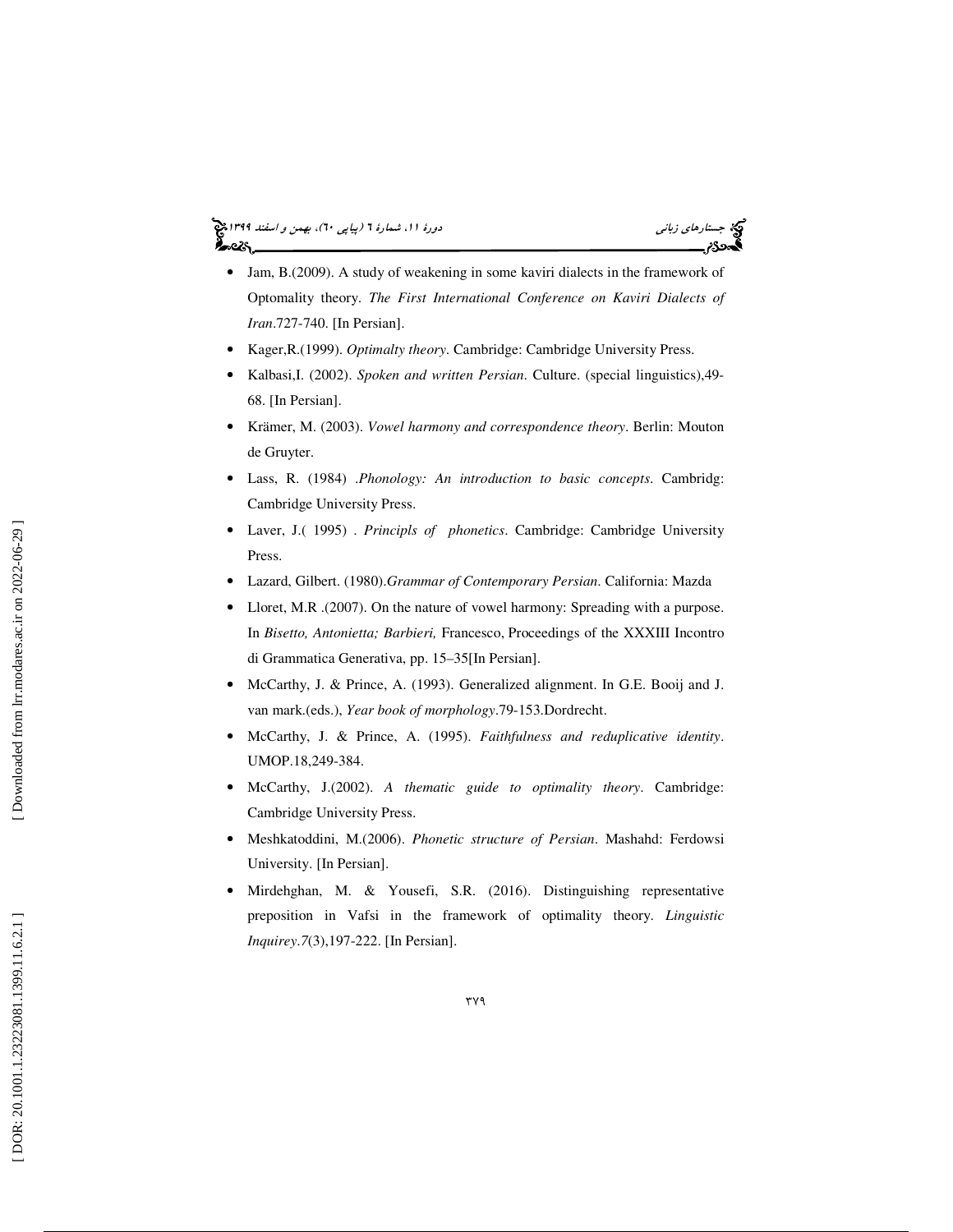- Jam, B.(2009). A study of weakening in some kaviri dialects in the framework of Optomality theory. *The First International Conference on Kaviri Dialects of Iran*.727-740. [In Persian].
- Kager,R.(1999). *Optimalty theory*. Cambridge: Cambridge University Press.
- Kalbasi,I. (2002). *Spoken and written Persian*. Culture. (special linguistics),49-68. [In Persian].
- Krämer, M. (2003). *Vowel harmony and correspondence theory*. Berlin: Mouton de Gruyter.
- Lass, R. (1984) .*Phonology: An introduction to basic concepts*. Cambridg: Cambridge University Press.
- Laver, J.( 1995) . *Principls of phonetics*. Cambridge: Cambridge University Press.
- Lazard, Gilbert. (1980).*Grammar of Contemporary Persian*. California: Mazda
- Lloret, M.R .(2007). On the nature of vowel harmony: Spreading with a purpose. In *Bisetto, Antonietta; Barbieri,* Francesco, Proceedings of the XXXIII Incontro di Grammatica Generativa, pp. 15–35[In Persian].
- McCarthy, J. & Prince, A. (1993). Generalized alignment. In G.E. Booij and J. van mark.(eds.), *Year book of morphology*.79-153.Dordrecht.
- McCarthy, J. & Prince, A. (1995). *Faithfulness and reduplicative identity*. UMOP.18,249-384.
- McCarthy, J.(2002). *A thematic guide to optimality theory*. Cambridge: Cambridge University Press.
- Meshkatoddini, M.(2006). *Phonetic structure of Persian*. Mashahd: Ferdowsi University. [In Persian].
- Mirdehghan, M. & Yousefi, S.R. (2016). Distinguishing representative preposition in Vafsi in the framework of optimality theory. *Linguistic Inquirey*.*7*(3),197-222. [In Persian].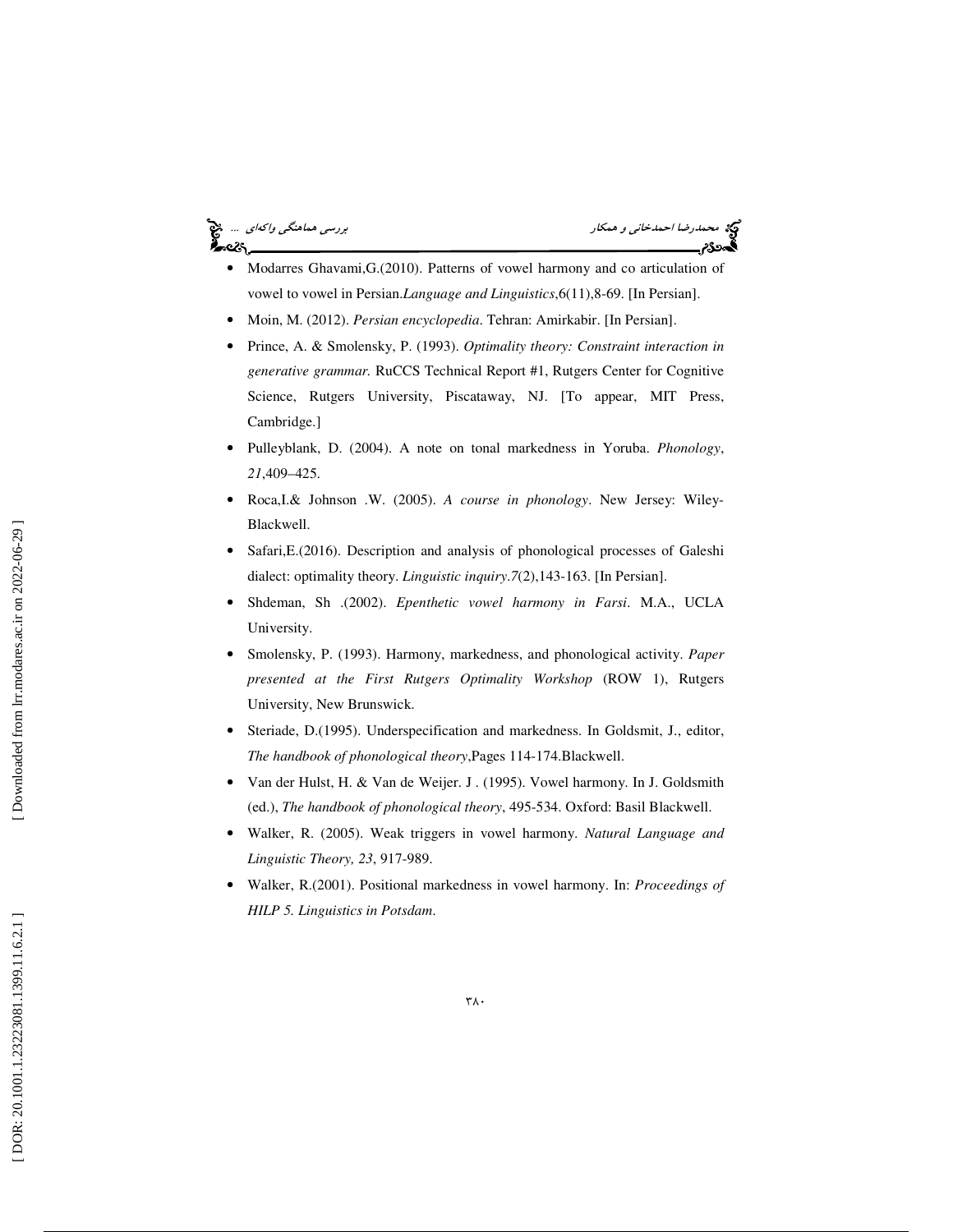- Modarres Ghavami,G.(2010). Patterns of vowel harmony and co articulation of vowel to vowel in Persian.*Language and Linguistics*,6(11),8-69. [In Persian].
- Moin, M. (2012). *Persian encyclopedia*. Tehran: Amirkabir. [In Persian].
- Prince, A. & Smolensky, P. (1993). *Optimality theory: Constraint interaction in generative grammar.* RuCCS Technical Report #1, Rutgers Center for Cognitive Science, Rutgers University, Piscataway, NJ. [To appear, MIT Press, Cambridge.]
- Pulleyblank, D. (2004). A note on tonal markedness in Yoruba. *Phonology*, *21*,409–425.
- Roca,I.& Johnson .W. (2005). *A course in phonology*. New Jersey: Wiley-Blackwell.
- Safari,E.(2016). Description and analysis of phonological processes of Galeshi dialect: optimality theory. *Linguistic inquiry*.*7*(2),143-163. [In Persian].
- Shdeman, Sh .(2002). *Epenthetic vowel harmony in Farsi*. M.A., UCLA University.
- Smolensky, P. (1993). Harmony, markedness, and phonological activity. *Paper presented at the First Rutgers Optimality Workshop* (ROW 1), Rutgers University, New Brunswick.
- Steriade, D.(1995). Underspecification and markedness. In Goldsmit, J., editor, *The handbook of phonological theory*,Pages 114-174.Blackwell.
- Van der Hulst, H. & Van de Weijer. J . (1995). Vowel harmony. In J. Goldsmith (ed.), *The handbook of phonological theory*, 495-534. Oxford: Basil Blackwell.
- Walker, R. (2005). Weak triggers in vowel harmony. *Natural Language and Linguistic Theory, 23*, 917-989.
- Walker, R.(2001). Positional markedness in vowel harmony. In: *Proceedings of HILP 5. Linguistics in Potsdam*.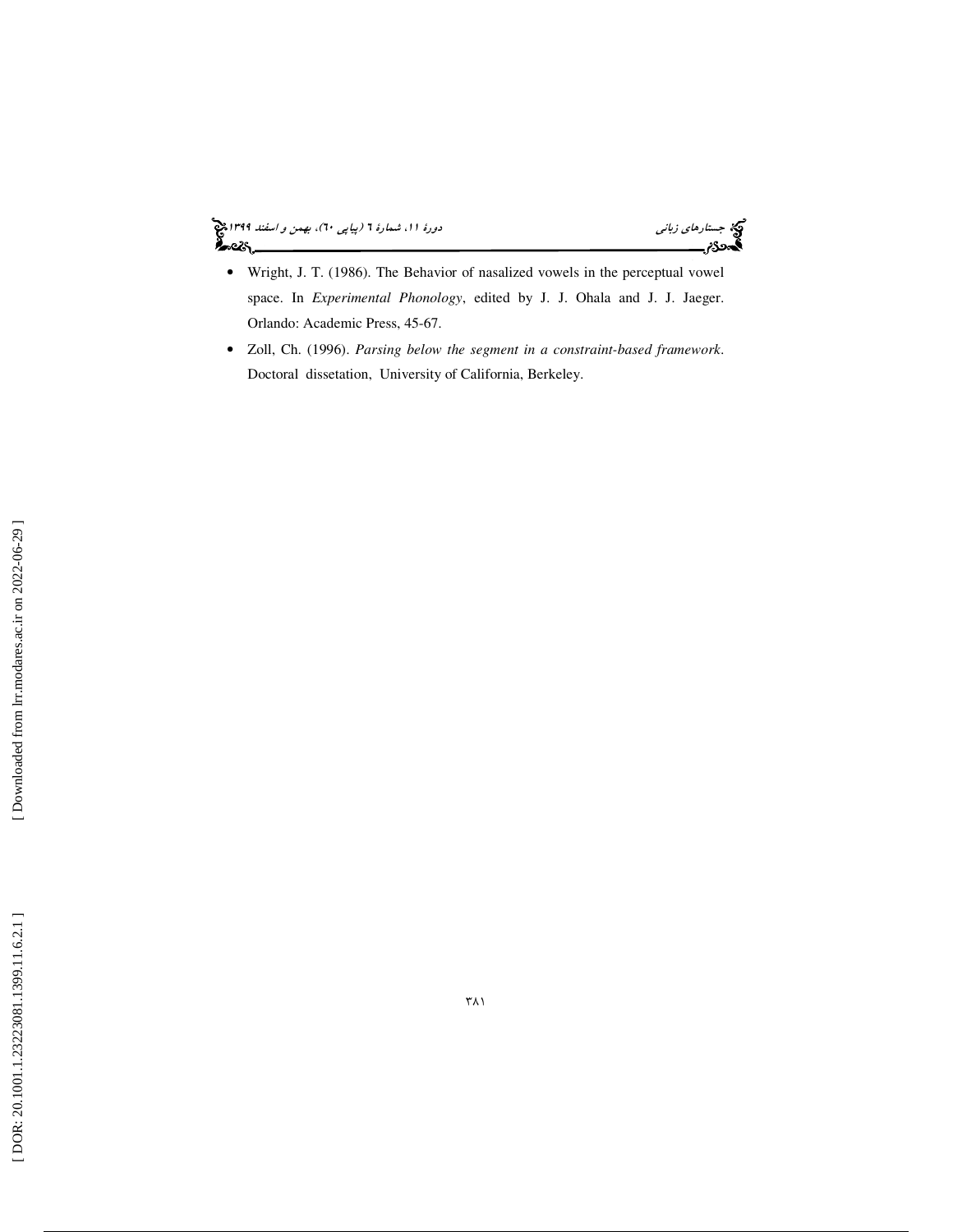- Wright, J. T. (1986). The Behavior of nasalized vowels in the perceptual vowel space. In *Experimental Phonology*, edited by J. J. Ohala and J. J. Jaeger. Orlando: Academic Press, 45-67.
- Zoll, Ch. (1996). *Parsing below the segment in a constraint-based framework*. Doctoral dissetation, University of California, Berkeley.